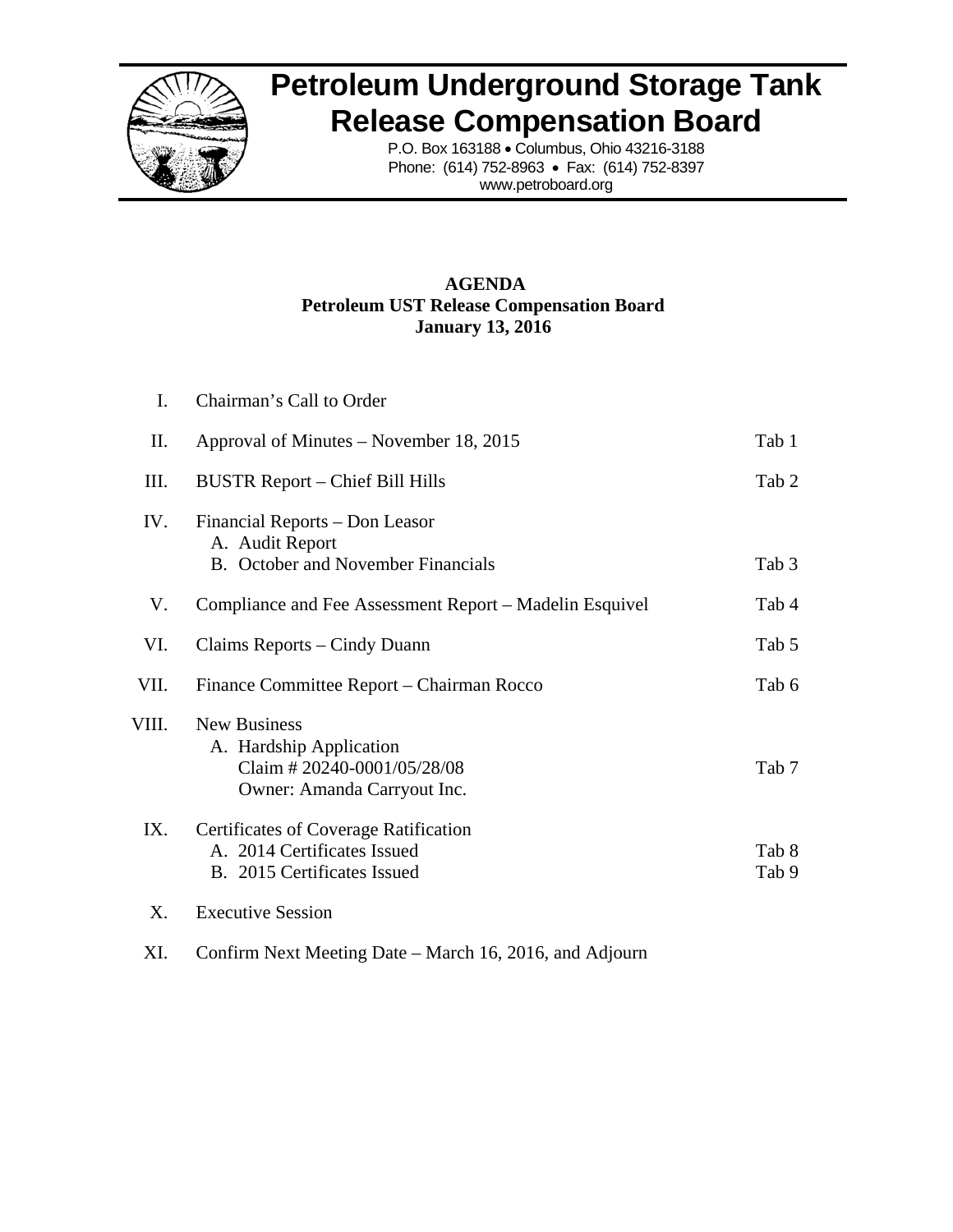# Petroleum Underground Storage Tank Release Compensation Board

P.O. Box 163188 • Columbus, Ohio 43216-3188
Phone: (614) 752-8963 • Fax: (614) 752-8397
www.petroboard.org

**AGENDA**
**Petroleum UST Release Compensation Board**
**January 13, 2016**

| | | |
|---|---|---|
| I. | Chairman's Call to Order | |
| II. | Approval of Minutes – November 18, 2015 | Tab 1 |
| III. | BUSTR Report – Chief Bill Hills | Tab 2 |
| IV. | Financial Reports – Don Leasor<br>A. Audit Report<br>B. October and November Financials | Tab 3 |
| V. | Compliance and Fee Assessment Report – Madelin Esquivel | Tab 4 |
| VI. | Claims Reports – Cindy Duann | Tab 5 |
| VII. | Finance Committee Report – Chairman Rocco | Tab 6 |
| VIII. | New Business<br>A. Hardship Application<br>Claim # 20240-0001/05/28/08<br>Owner: Amanda Carryout Inc. | Tab 7 |
| IX. | Certificates of Coverage Ratification<br>A. 2014 Certificates Issued<br>B. 2015 Certificates Issued | Tab 8<br>Tab 9 |
| X. | Executive Session | |
| XI. | Confirm Next Meeting Date – March 16, 2016, and Adjourn | |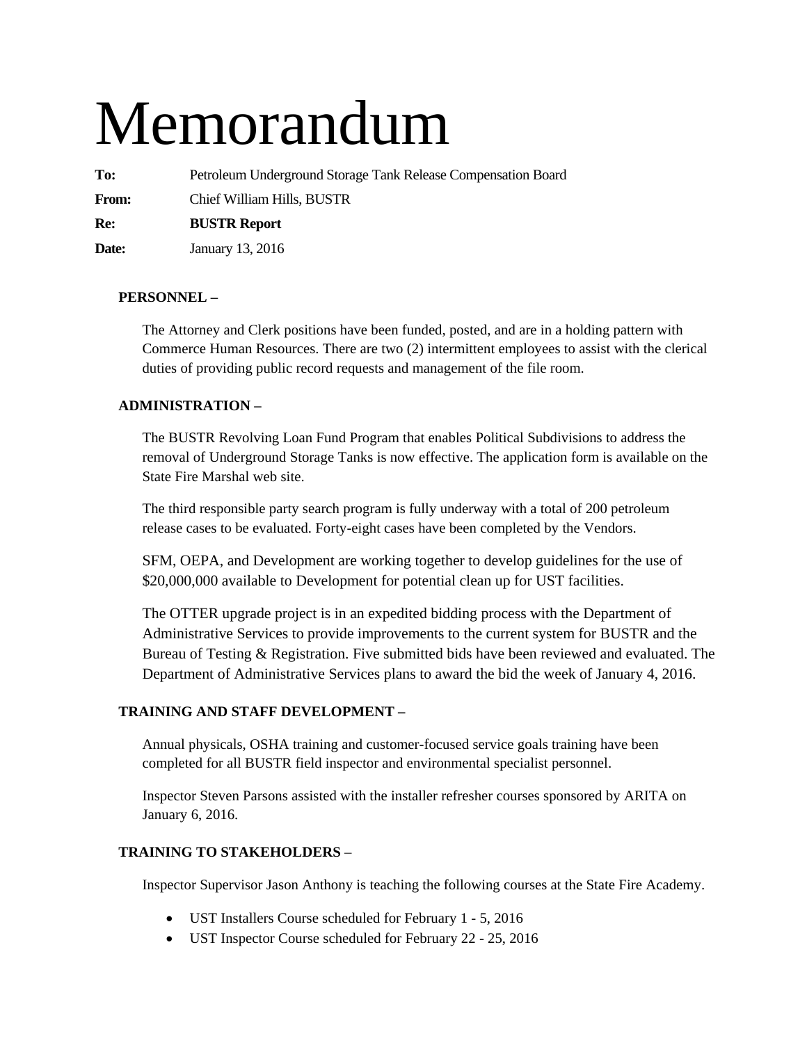# Memorandum

**To:** Petroleum Underground Storage Tank Release Compensation Board

**From:** Chief William Hills, BUSTR

**Re:** **BUSTR Report**

**Date:** January 13, 2016

**PERSONNEL –**

The Attorney and Clerk positions have been funded, posted, and are in a holding pattern with Commerce Human Resources. There are two (2) intermittent employees to assist with the clerical duties of providing public record requests and management of the file room.

**ADMINISTRATION –**

The BUSTR Revolving Loan Fund Program that enables Political Subdivisions to address the removal of Underground Storage Tanks is now effective. The application form is available on the State Fire Marshal web site.

The third responsible party search program is fully underway with a total of 200 petroleum release cases to be evaluated. Forty-eight cases have been completed by the Vendors.

SFM, OEPA, and Development are working together to develop guidelines for the use of $20,000,000 available to Development for potential clean up for UST facilities.

The OTTER upgrade project is in an expedited bidding process with the Department of Administrative Services to provide improvements to the current system for BUSTR and the Bureau of Testing & Registration. Five submitted bids have been reviewed and evaluated. The Department of Administrative Services plans to award the bid the week of January 4, 2016.

**TRAINING AND STAFF DEVELOPMENT –**

Annual physicals, OSHA training and customer-focused service goals training have been completed for all BUSTR field inspector and environmental specialist personnel.

Inspector Steven Parsons assisted with the installer refresher courses sponsored by ARITA on January 6, 2016.

**TRAINING TO STAKEHOLDERS** –

Inspector Supervisor Jason Anthony is teaching the following courses at the State Fire Academy.

- UST Installers Course scheduled for February 1 - 5, 2016
- UST Inspector Course scheduled for February 22 - 25, 2016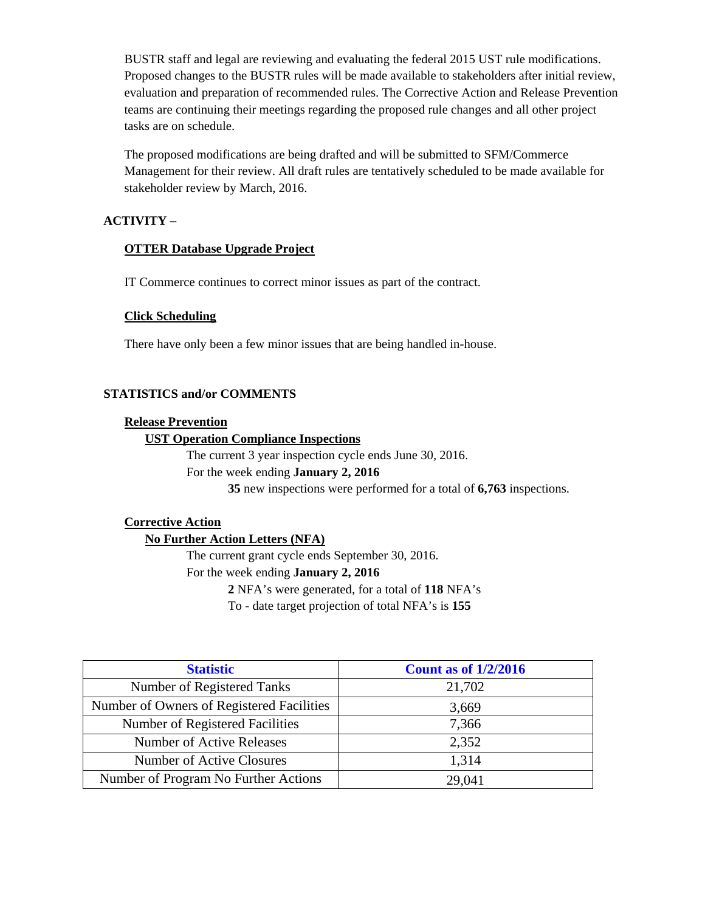BUSTR staff and legal are reviewing and evaluating the federal 2015 UST rule modifications. Proposed changes to the BUSTR rules will be made available to stakeholders after initial review, evaluation and preparation of recommended rules. The Corrective Action and Release Prevention teams are continuing their meetings regarding the proposed rule changes and all other project tasks are on schedule.

The proposed modifications are being drafted and will be submitted to SFM/Commerce Management for their review. All draft rules are tentatively scheduled to be made available for stakeholder review by March, 2016.

**ACTIVITY –**

**OTTER Database Upgrade Project**

IT Commerce continues to correct minor issues as part of the contract.

**Click Scheduling**

There have only been a few minor issues that are being handled in-house.

**STATISTICS and/or COMMENTS**

**Release Prevention**

**UST Operation Compliance Inspections**

The current 3 year inspection cycle ends June 30, 2016.

For the week ending **January 2, 2016**

**35** new inspections were performed for a total of **6,763** inspections.

**Corrective Action**

**No Further Action Letters (NFA)**

The current grant cycle ends September 30, 2016.

For the week ending **January 2, 2016**

**2** NFA's were generated, for a total of **118** NFA's

To - date target projection of total NFA's is **155**

| Statistic | Count as of 1/2/2016 |
| --- | --- |
| Number of Registered Tanks | 21,702 |
| Number of Owners of Registered Facilities | 3,669 |
| Number of Registered Facilities | 7,366 |
| Number of Active Releases | 2,352 |
| Number of Active Closures | 1,314 |
| Number of Program No Further Actions | 29,041 |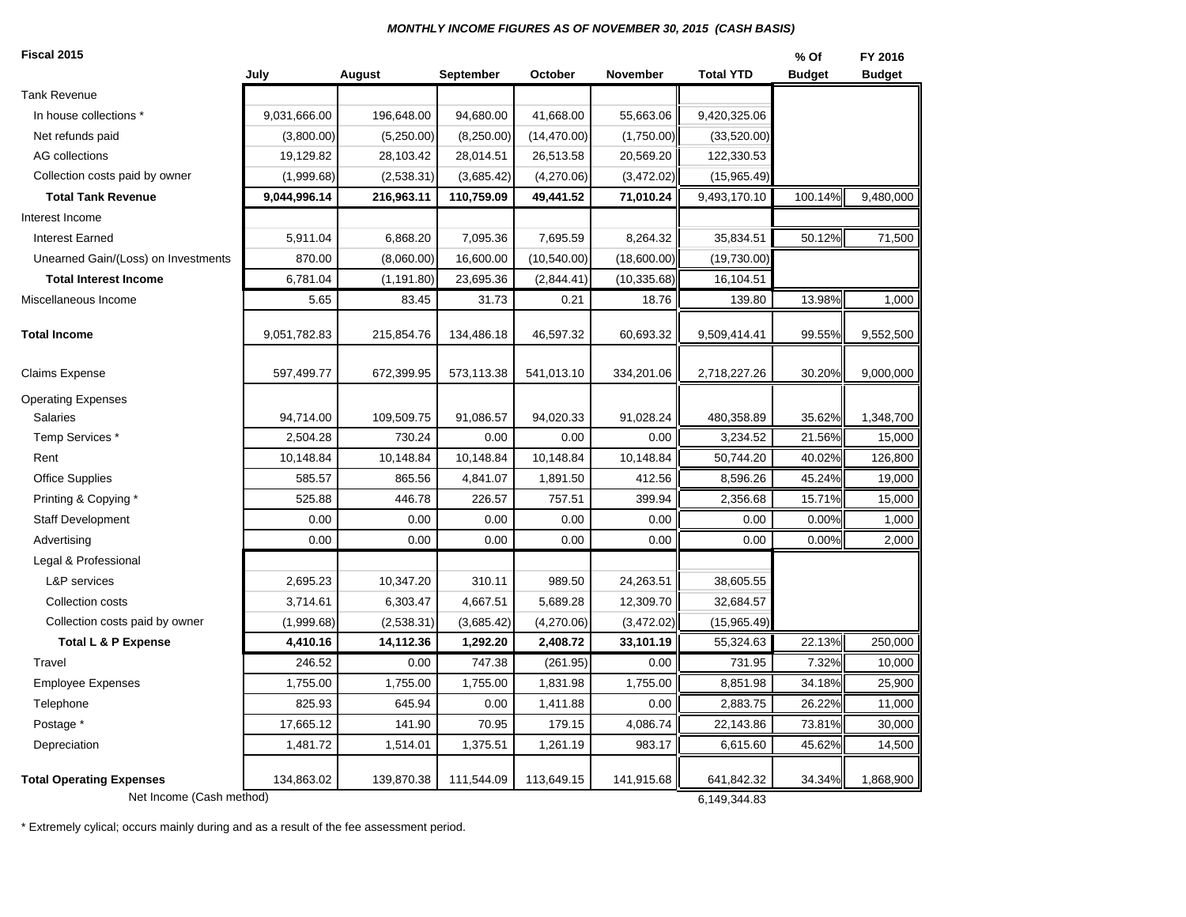***MONTHLY INCOME FIGURES AS OF NOVEMBER 30, 2015 (CASH BASIS)***

**Fiscal 2015**

| | July | August | September | October | November | Total YTD | % Of Budget | FY 2016 Budget |
|---|---|---|---|---|---|---|---|---|
| Tank Revenue | | | | | | | | |
| In house collections * | 9,031,666.00 | 196,648.00 | 94,680.00 | 41,668.00 | 55,663.06 | 9,420,325.06 | | |
| Net refunds paid | (3,800.00) | (5,250.00) | (8,250.00) | (14,470.00) | (1,750.00) | (33,520.00) | | |
| AG collections | 19,129.82 | 28,103.42 | 28,014.51 | 26,513.58 | 20,569.20 | 122,330.53 | | |
| Collection costs paid by owner | (1,999.68) | (2,538.31) | (3,685.42) | (4,270.06) | (3,472.02) | (15,965.49) | | |
| **Total Tank Revenue** | **9,044,996.14** | **216,963.11** | **110,759.09** | **49,441.52** | **71,010.24** | 9,493,170.10 | 100.14% | 9,480,000 |
| Interest Income | | | | | | | | |
| Interest Earned | 5,911.04 | 6,868.20 | 7,095.36 | 7,695.59 | 8,264.32 | 35,834.51 | 50.12% | 71,500 |
| Unearned Gain/(Loss) on Investments | 870.00 | (8,060.00) | 16,600.00 | (10,540.00) | (18,600.00) | (19,730.00) | | |
| **Total Interest Income** | 6,781.04 | (1,191.80) | 23,695.36 | (2,844.41) | (10,335.68) | 16,104.51 | | |
| Miscellaneous Income | 5.65 | 83.45 | 31.73 | 0.21 | 18.76 | 139.80 | 13.98% | 1,000 |
| **Total Income** | 9,051,782.83 | 215,854.76 | 134,486.18 | 46,597.32 | 60,693.32 | 9,509,414.41 | 99.55% | 9,552,500 |
| Claims Expense | 597,499.77 | 672,399.95 | 573,113.38 | 541,013.10 | 334,201.06 | 2,718,227.26 | 30.20% | 9,000,000 |
| Operating Expenses | | | | | | | | |
| Salaries | 94,714.00 | 109,509.75 | 91,086.57 | 94,020.33 | 91,028.24 | 480,358.89 | 35.62% | 1,348,700 |
| Temp Services * | 2,504.28 | 730.24 | 0.00 | 0.00 | 0.00 | 3,234.52 | 21.56% | 15,000 |
| Rent | 10,148.84 | 10,148.84 | 10,148.84 | 10,148.84 | 10,148.84 | 50,744.20 | 40.02% | 126,800 |
| Office Supplies | 585.57 | 865.56 | 4,841.07 | 1,891.50 | 412.56 | 8,596.26 | 45.24% | 19,000 |
| Printing & Copying * | 525.88 | 446.78 | 226.57 | 757.51 | 399.94 | 2,356.68 | 15.71% | 15,000 |
| Staff Development | 0.00 | 0.00 | 0.00 | 0.00 | 0.00 | 0.00 | 0.00% | 1,000 |
| Advertising | 0.00 | 0.00 | 0.00 | 0.00 | 0.00 | 0.00 | 0.00% | 2,000 |
| Legal & Professional | | | | | | | | |
| L&P services | 2,695.23 | 10,347.20 | 310.11 | 989.50 | 24,263.51 | 38,605.55 | | |
| Collection costs | 3,714.61 | 6,303.47 | 4,667.51 | 5,689.28 | 12,309.70 | 32,684.57 | | |
| Collection costs paid by owner | (1,999.68) | (2,538.31) | (3,685.42) | (4,270.06) | (3,472.02) | (15,965.49) | | |
| **Total L & P Expense** | **4,410.16** | **14,112.36** | **1,292.20** | **2,408.72** | **33,101.19** | 55,324.63 | 22.13% | 250,000 |
| Travel | 246.52 | 0.00 | 747.38 | (261.95) | 0.00 | 731.95 | 7.32% | 10,000 |
| Employee Expenses | 1,755.00 | 1,755.00 | 1,755.00 | 1,831.98 | 1,755.00 | 8,851.98 | 34.18% | 25,900 |
| Telephone | 825.93 | 645.94 | 0.00 | 1,411.88 | 0.00 | 2,883.75 | 26.22% | 11,000 |
| Postage * | 17,665.12 | 141.90 | 70.95 | 179.15 | 4,086.74 | 22,143.86 | 73.81% | 30,000 |
| Depreciation | 1,481.72 | 1,514.01 | 1,375.51 | 1,261.19 | 983.17 | 6,615.60 | 45.62% | 14,500 |
| **Total Operating Expenses** | 134,863.02 | 139,870.38 | 111,544.09 | 113,649.15 | 141,915.68 | 641,842.32 | 34.34% | 1,868,900 |
| Net Income (Cash method) | | | | | | 6,149,344.83 | | |

\* Extremely cylical; occurs mainly during and as a result of the fee assessment period.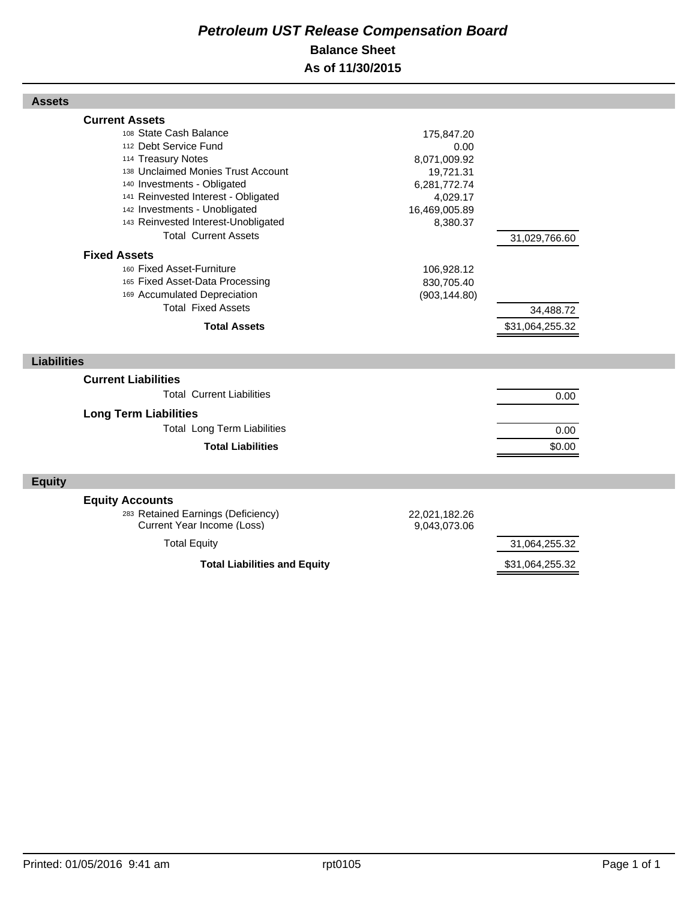# *Petroleum UST Release Compensation Board*

## Balance Sheet

### As of 11/30/2015

## Assets

| Account | Description | Amount | Total |
|---|---|---|---|
| | **Current Assets** | | |
| 108 | State Cash Balance | 175,847.20 | |
| 112 | Debt Service Fund | 0.00 | |
| 114 | Treasury Notes | 8,071,009.92 | |
| 138 | Unclaimed Monies Trust Account | 19,721.31 | |
| 140 | Investments - Obligated | 6,281,772.74 | |
| 141 | Reinvested Interest - Obligated | 4,029.17 | |
| 142 | Investments - Unobligated | 16,469,005.89 | |
| 143 | Reinvested Interest-Unobligated | 8,380.37 | |
| | Total Current Assets | | 31,029,766.60 |
| | **Fixed Assets** | | |
| 160 | Fixed Asset-Furniture | 106,928.12 | |
| 165 | Fixed Asset-Data Processing | 830,705.40 | |
| 169 | Accumulated Depreciation | (903,144.80) | |
| | Total Fixed Assets | | 34,488.72 |
| | **Total Assets** | | $31,064,255.32 |

## Liabilities

| Account | Description | Amount | Total |
|---|---|---|---|
| | **Current Liabilities** | | |
| | Total Current Liabilities | | 0.00 |
| | **Long Term Liabilities** | | |
| | Total Long Term Liabilities | | 0.00 |
| | **Total Liabilities** | | $0.00 |

## Equity

| Account | Description | Amount | Total |
|---|---|---|---|
| | **Equity Accounts** | | |
| 283 | Retained Earnings (Deficiency) | 22,021,182.26 | |
| | Current Year Income (Loss) | 9,043,073.06 | |
| | Total Equity | | 31,064,255.32 |
| | **Total Liabilities and Equity** | | $31,064,255.32 |

Printed: 01/05/2016 9:41 am rpt0105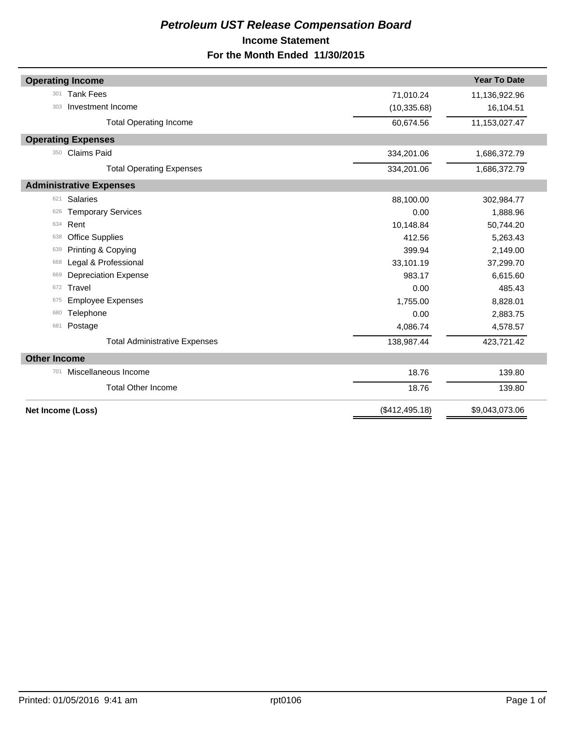# *Petroleum UST Release Compensation Board*

## Income Statement

## For the Month Ended 11/30/2015

| | | | Year To Date |
|---|---|---|---|
| **Operating Income** | | | |
| 301 | Tank Fees | 71,010.24 | 11,136,922.96 |
| 303 | Investment Income | (10,335.68) | 16,104.51 |
| | Total Operating Income | 60,674.56 | 11,153,027.47 |
| **Operating Expenses** | | | |
| 350 | Claims Paid | 334,201.06 | 1,686,372.79 |
| | Total Operating Expenses | 334,201.06 | 1,686,372.79 |
| **Administrative Expenses** | | | |
| 621 | Salaries | 88,100.00 | 302,984.77 |
| 626 | Temporary Services | 0.00 | 1,888.96 |
| 634 | Rent | 10,148.84 | 50,744.20 |
| 638 | Office Supplies | 412.56 | 5,263.43 |
| 639 | Printing & Copying | 399.94 | 2,149.00 |
| 668 | Legal & Professional | 33,101.19 | 37,299.70 |
| 669 | Depreciation Expense | 983.17 | 6,615.60 |
| 672 | Travel | 0.00 | 485.43 |
| 675 | Employee Expenses | 1,755.00 | 8,828.01 |
| 680 | Telephone | 0.00 | 2,883.75 |
| 681 | Postage | 4,086.74 | 4,578.57 |
| | Total Administrative Expenses | 138,987.44 | 423,721.42 |
| **Other Income** | | | |
| 701 | Miscellaneous Income | 18.76 | 139.80 |
| | Total Other Income | 18.76 | 139.80 |
| **Net Income (Loss)** | | ($412,495.18) | $9,043,073.06 |

Printed: 01/05/2016 9:41 am    rpt0106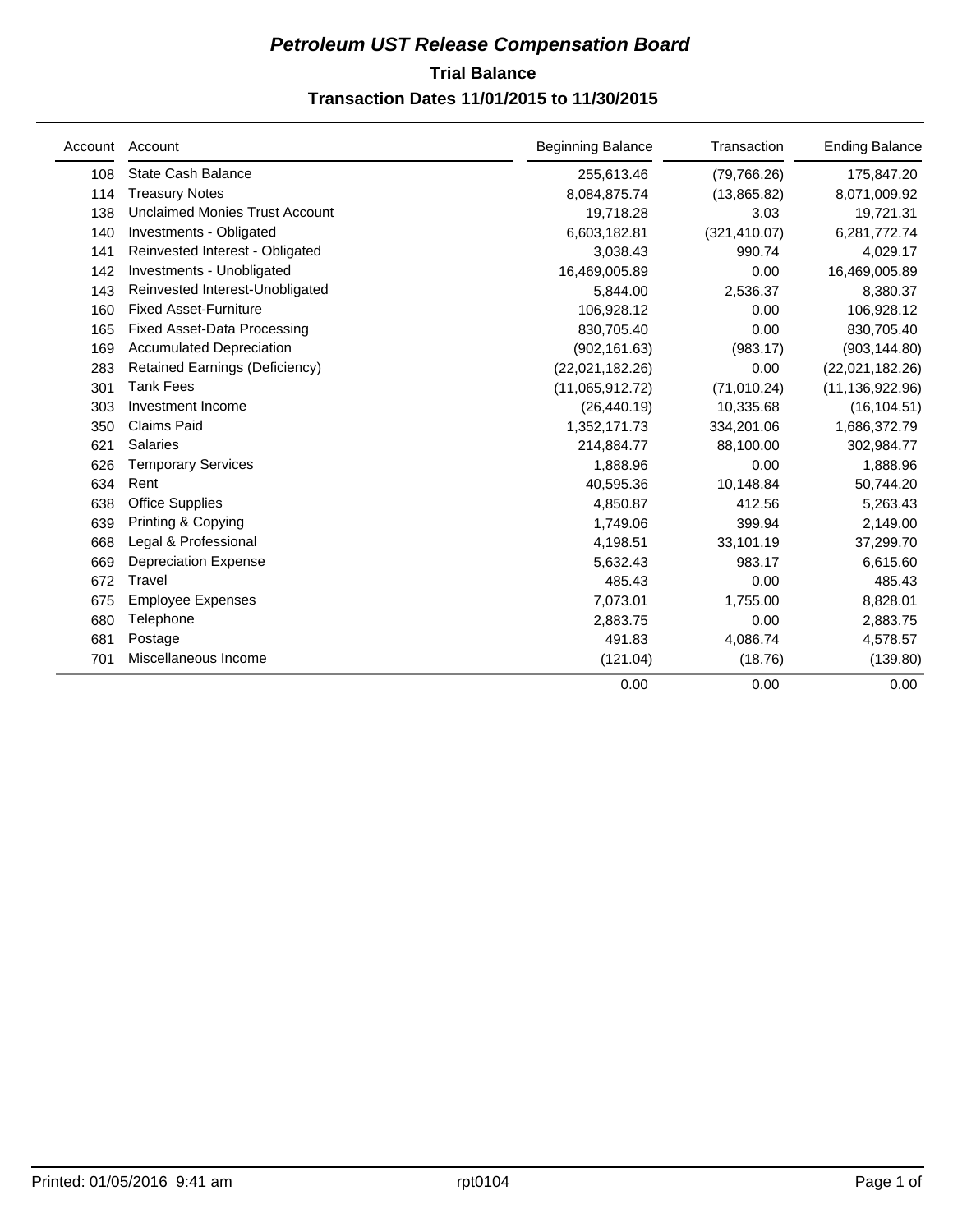# *Petroleum UST Release Compensation Board*

## Trial Balance

## Transaction Dates 11/01/2015 to 11/30/2015

| Account | Account | Beginning Balance | Transaction | Ending Balance |
|---|---|---|---|---|
| 108 | State Cash Balance | 255,613.46 | (79,766.26) | 175,847.20 |
| 114 | Treasury Notes | 8,084,875.74 | (13,865.82) | 8,071,009.92 |
| 138 | Unclaimed Monies Trust Account | 19,718.28 | 3.03 | 19,721.31 |
| 140 | Investments - Obligated | 6,603,182.81 | (321,410.07) | 6,281,772.74 |
| 141 | Reinvested Interest - Obligated | 3,038.43 | 990.74 | 4,029.17 |
| 142 | Investments - Unobligated | 16,469,005.89 | 0.00 | 16,469,005.89 |
| 143 | Reinvested Interest-Unobligated | 5,844.00 | 2,536.37 | 8,380.37 |
| 160 | Fixed Asset-Furniture | 106,928.12 | 0.00 | 106,928.12 |
| 165 | Fixed Asset-Data Processing | 830,705.40 | 0.00 | 830,705.40 |
| 169 | Accumulated Depreciation | (902,161.63) | (983.17) | (903,144.80) |
| 283 | Retained Earnings (Deficiency) | (22,021,182.26) | 0.00 | (22,021,182.26) |
| 301 | Tank Fees | (11,065,912.72) | (71,010.24) | (11,136,922.96) |
| 303 | Investment Income | (26,440.19) | 10,335.68 | (16,104.51) |
| 350 | Claims Paid | 1,352,171.73 | 334,201.06 | 1,686,372.79 |
| 621 | Salaries | 214,884.77 | 88,100.00 | 302,984.77 |
| 626 | Temporary Services | 1,888.96 | 0.00 | 1,888.96 |
| 634 | Rent | 40,595.36 | 10,148.84 | 50,744.20 |
| 638 | Office Supplies | 4,850.87 | 412.56 | 5,263.43 |
| 639 | Printing & Copying | 1,749.06 | 399.94 | 2,149.00 |
| 668 | Legal & Professional | 4,198.51 | 33,101.19 | 37,299.70 |
| 669 | Depreciation Expense | 5,632.43 | 983.17 | 6,615.60 |
| 672 | Travel | 485.43 | 0.00 | 485.43 |
| 675 | Employee Expenses | 7,073.01 | 1,755.00 | 8,828.01 |
| 680 | Telephone | 2,883.75 | 0.00 | 2,883.75 |
| 681 | Postage | 491.83 | 4,086.74 | 4,578.57 |
| 701 | Miscellaneous Income | (121.04) | (18.76) | (139.80) |
| | | 0.00 | 0.00 | 0.00 |

Printed: 01/05/2016 9:41 am rpt0104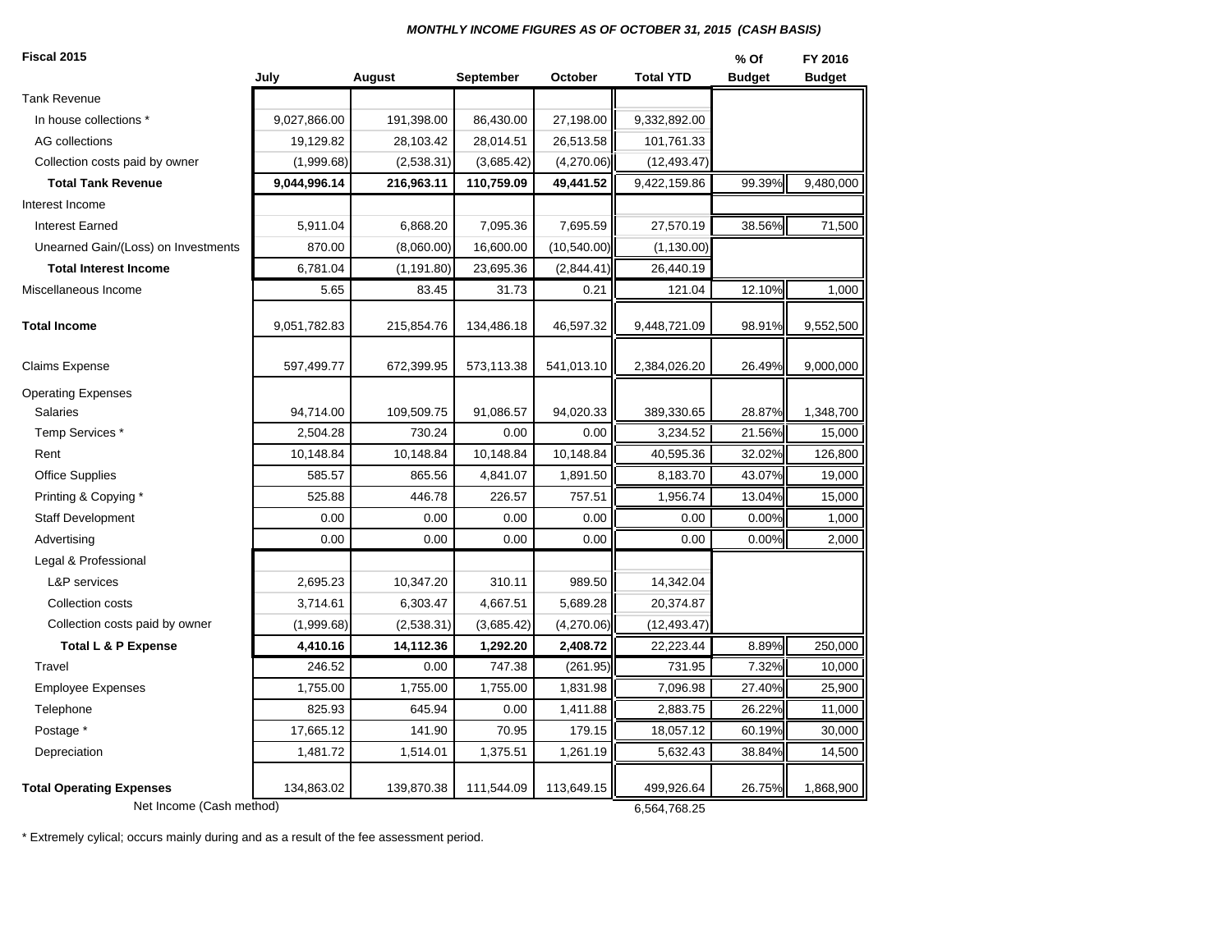***MONTHLY INCOME FIGURES AS OF OCTOBER 31, 2015 (CASH BASIS)***

**Fiscal 2015**

| | July | August | September | October | Total YTD | % Of Budget | FY 2016 Budget |
|---|---|---|---|---|---|---|---|
| Tank Revenue | | | | | | | |
| In house collections * | 9,027,866.00 | 191,398.00 | 86,430.00 | 27,198.00 | 9,332,892.00 | | |
| AG collections | 19,129.82 | 28,103.42 | 28,014.51 | 26,513.58 | 101,761.33 | | |
| Collection costs paid by owner | (1,999.68) | (2,538.31) | (3,685.42) | (4,270.06) | (12,493.47) | | |
| **Total Tank Revenue** | **9,044,996.14** | **216,963.11** | **110,759.09** | **49,441.52** | 9,422,159.86 | 99.39% | 9,480,000 |
| Interest Income | | | | | | | |
| Interest Earned | 5,911.04 | 6,868.20 | 7,095.36 | 7,695.59 | 27,570.19 | 38.56% | 71,500 |
| Unearned Gain/(Loss) on Investments | 870.00 | (8,060.00) | 16,600.00 | (10,540.00) | (1,130.00) | | |
| **Total Interest Income** | 6,781.04 | (1,191.80) | 23,695.36 | (2,844.41) | 26,440.19 | | |
| Miscellaneous Income | 5.65 | 83.45 | 31.73 | 0.21 | 121.04 | 12.10% | 1,000 |
| **Total Income** | 9,051,782.83 | 215,854.76 | 134,486.18 | 46,597.32 | 9,448,721.09 | 98.91% | 9,552,500 |
| Claims Expense | 597,499.77 | 672,399.95 | 573,113.38 | 541,013.10 | 2,384,026.20 | 26.49% | 9,000,000 |
| Operating Expenses | | | | | | | |
| Salaries | 94,714.00 | 109,509.75 | 91,086.57 | 94,020.33 | 389,330.65 | 28.87% | 1,348,700 |
| Temp Services * | 2,504.28 | 730.24 | 0.00 | 0.00 | 3,234.52 | 21.56% | 15,000 |
| Rent | 10,148.84 | 10,148.84 | 10,148.84 | 10,148.84 | 40,595.36 | 32.02% | 126,800 |
| Office Supplies | 585.57 | 865.56 | 4,841.07 | 1,891.50 | 8,183.70 | 43.07% | 19,000 |
| Printing & Copying * | 525.88 | 446.78 | 226.57 | 757.51 | 1,956.74 | 13.04% | 15,000 |
| Staff Development | 0.00 | 0.00 | 0.00 | 0.00 | 0.00 | 0.00% | 1,000 |
| Advertising | 0.00 | 0.00 | 0.00 | 0.00 | 0.00 | 0.00% | 2,000 |
| Legal & Professional | | | | | | | |
| L&P services | 2,695.23 | 10,347.20 | 310.11 | 989.50 | 14,342.04 | | |
| Collection costs | 3,714.61 | 6,303.47 | 4,667.51 | 5,689.28 | 20,374.87 | | |
| Collection costs paid by owner | (1,999.68) | (2,538.31) | (3,685.42) | (4,270.06) | (12,493.47) | | |
| **Total L & P Expense** | **4,410.16** | **14,112.36** | **1,292.20** | **2,408.72** | 22,223.44 | 8.89% | 250,000 |
| Travel | 246.52 | 0.00 | 747.38 | (261.95) | 731.95 | 7.32% | 10,000 |
| Employee Expenses | 1,755.00 | 1,755.00 | 1,755.00 | 1,831.98 | 7,096.98 | 27.40% | 25,900 |
| Telephone | 825.93 | 645.94 | 0.00 | 1,411.88 | 2,883.75 | 26.22% | 11,000 |
| Postage * | 17,665.12 | 141.90 | 70.95 | 179.15 | 18,057.12 | 60.19% | 30,000 |
| Depreciation | 1,481.72 | 1,514.01 | 1,375.51 | 1,261.19 | 5,632.43 | 38.84% | 14,500 |
| **Total Operating Expenses** | 134,863.02 | 139,870.38 | 111,544.09 | 113,649.15 | 499,926.64 | 26.75% | 1,868,900 |
| Net Income (Cash method) | | | | | 6,564,768.25 | | |

\* Extremely cylical; occurs mainly during and as a result of the fee assessment period.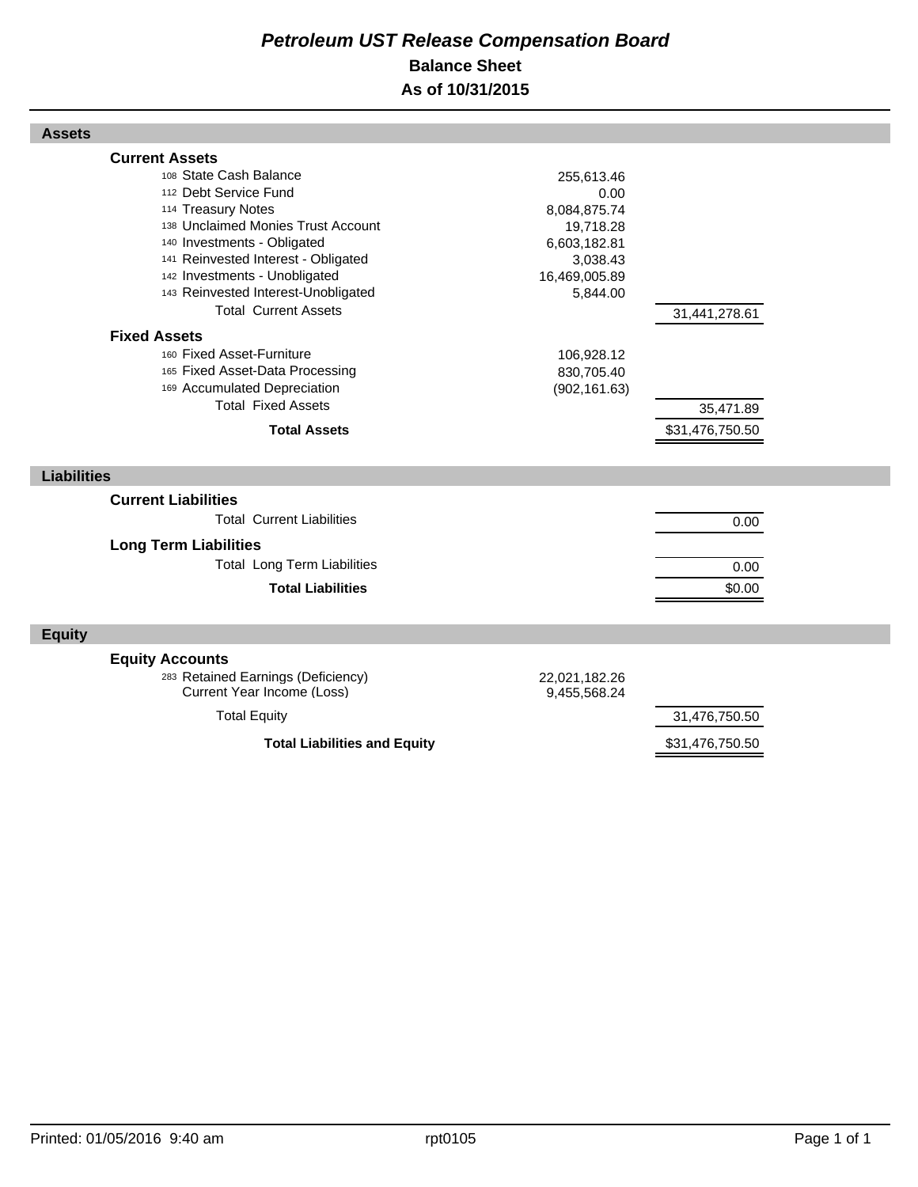# *Petroleum UST Release Compensation Board*

## Balance Sheet

## As of 10/31/2015

### Assets

| Account | Description | Amount | Total |
|---|---|---|---|
| | **Current Assets** | | |
| 108 | State Cash Balance | 255,613.46 | |
| 112 | Debt Service Fund | 0.00 | |
| 114 | Treasury Notes | 8,084,875.74 | |
| 138 | Unclaimed Monies Trust Account | 19,718.28 | |
| 140 | Investments - Obligated | 6,603,182.81 | |
| 141 | Reinvested Interest - Obligated | 3,038.43 | |
| 142 | Investments - Unobligated | 16,469,005.89 | |
| 143 | Reinvested Interest-Unobligated | 5,844.00 | |
| | Total Current Assets | | 31,441,278.61 |
| | **Fixed Assets** | | |
| 160 | Fixed Asset-Furniture | 106,928.12 | |
| 165 | Fixed Asset-Data Processing | 830,705.40 | |
| 169 | Accumulated Depreciation | (902,161.63) | |
| | Total Fixed Assets | | 35,471.89 |
| | **Total Assets** | | $31,476,750.50 |

### Liabilities

| Account | Description | Amount | Total |
|---|---|---|---|
| | **Current Liabilities** | | |
| | Total Current Liabilities | | 0.00 |
| | **Long Term Liabilities** | | |
| | Total Long Term Liabilities | | 0.00 |
| | **Total Liabilities** | | $0.00 |

### Equity

| Account | Description | Amount | Total |
|---|---|---|---|
| | **Equity Accounts** | | |
| 283 | Retained Earnings (Deficiency) | 22,021,182.26 | |
| | Current Year Income (Loss) | 9,455,568.24 | |
| | Total Equity | | 31,476,750.50 |
| | **Total Liabilities and Equity** | | $31,476,750.50 |

Printed: 01/05/2016 9:40 am rpt0105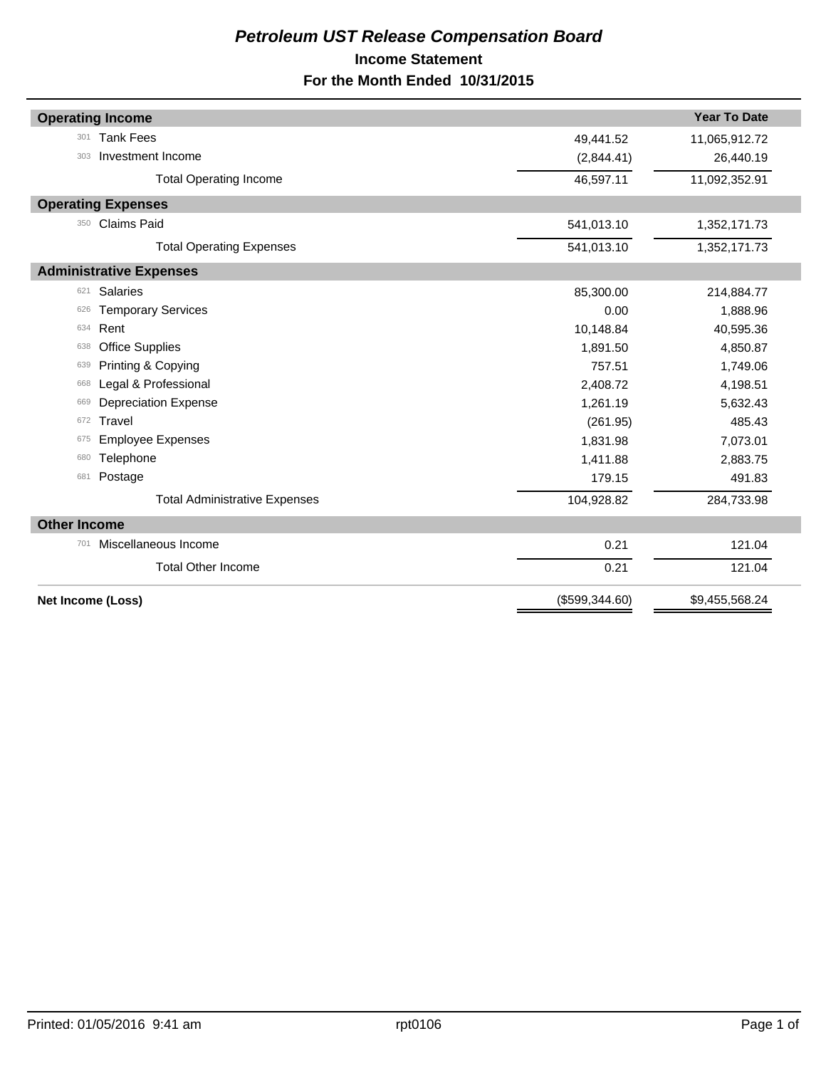# *Petroleum UST Release Compensation Board*

## Income Statement

## For the Month Ended 10/31/2015

| | | | Year To Date |
|---|---|---|---|
| **Operating Income** | | | |
| 301 | Tank Fees | 49,441.52 | 11,065,912.72 |
| 303 | Investment Income | (2,844.41) | 26,440.19 |
| | Total Operating Income | 46,597.11 | 11,092,352.91 |
| **Operating Expenses** | | | |
| 350 | Claims Paid | 541,013.10 | 1,352,171.73 |
| | Total Operating Expenses | 541,013.10 | 1,352,171.73 |
| **Administrative Expenses** | | | |
| 621 | Salaries | 85,300.00 | 214,884.77 |
| 626 | Temporary Services | 0.00 | 1,888.96 |
| 634 | Rent | 10,148.84 | 40,595.36 |
| 638 | Office Supplies | 1,891.50 | 4,850.87 |
| 639 | Printing & Copying | 757.51 | 1,749.06 |
| 668 | Legal & Professional | 2,408.72 | 4,198.51 |
| 669 | Depreciation Expense | 1,261.19 | 5,632.43 |
| 672 | Travel | (261.95) | 485.43 |
| 675 | Employee Expenses | 1,831.98 | 7,073.01 |
| 680 | Telephone | 1,411.88 | 2,883.75 |
| 681 | Postage | 179.15 | 491.83 |
| | Total Administrative Expenses | 104,928.82 | 284,733.98 |
| **Other Income** | | | |
| 701 | Miscellaneous Income | 0.21 | 121.04 |
| | Total Other Income | 0.21 | 121.04 |
| **Net Income (Loss)** | | ($599,344.60) | $9,455,568.24 |

Printed: 01/05/2016 9:41 am rpt0106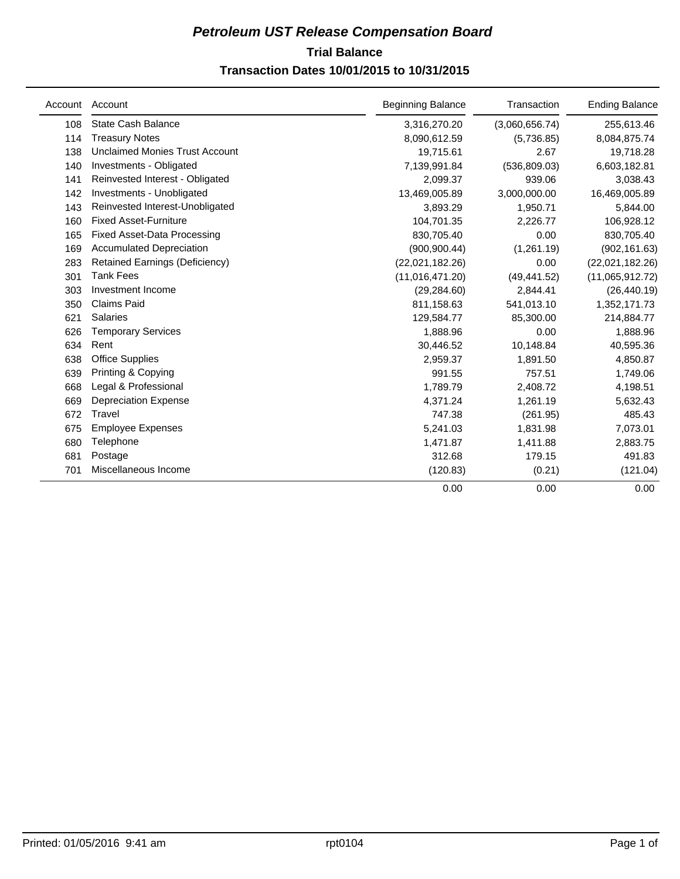# *Petroleum UST Release Compensation Board*

## Trial Balance

### Transaction Dates 10/01/2015 to 10/31/2015

| Account | Account | Beginning Balance | Transaction | Ending Balance |
|---|---|---|---|---|
| 108 | State Cash Balance | 3,316,270.20 | (3,060,656.74) | 255,613.46 |
| 114 | Treasury Notes | 8,090,612.59 | (5,736.85) | 8,084,875.74 |
| 138 | Unclaimed Monies Trust Account | 19,715.61 | 2.67 | 19,718.28 |
| 140 | Investments - Obligated | 7,139,991.84 | (536,809.03) | 6,603,182.81 |
| 141 | Reinvested Interest - Obligated | 2,099.37 | 939.06 | 3,038.43 |
| 142 | Investments - Unobligated | 13,469,005.89 | 3,000,000.00 | 16,469,005.89 |
| 143 | Reinvested Interest-Unobligated | 3,893.29 | 1,950.71 | 5,844.00 |
| 160 | Fixed Asset-Furniture | 104,701.35 | 2,226.77 | 106,928.12 |
| 165 | Fixed Asset-Data Processing | 830,705.40 | 0.00 | 830,705.40 |
| 169 | Accumulated Depreciation | (900,900.44) | (1,261.19) | (902,161.63) |
| 283 | Retained Earnings (Deficiency) | (22,021,182.26) | 0.00 | (22,021,182.26) |
| 301 | Tank Fees | (11,016,471.20) | (49,441.52) | (11,065,912.72) |
| 303 | Investment Income | (29,284.60) | 2,844.41 | (26,440.19) |
| 350 | Claims Paid | 811,158.63 | 541,013.10 | 1,352,171.73 |
| 621 | Salaries | 129,584.77 | 85,300.00 | 214,884.77 |
| 626 | Temporary Services | 1,888.96 | 0.00 | 1,888.96 |
| 634 | Rent | 30,446.52 | 10,148.84 | 40,595.36 |
| 638 | Office Supplies | 2,959.37 | 1,891.50 | 4,850.87 |
| 639 | Printing & Copying | 991.55 | 757.51 | 1,749.06 |
| 668 | Legal & Professional | 1,789.79 | 2,408.72 | 4,198.51 |
| 669 | Depreciation Expense | 4,371.24 | 1,261.19 | 5,632.43 |
| 672 | Travel | 747.38 | (261.95) | 485.43 |
| 675 | Employee Expenses | 5,241.03 | 1,831.98 | 7,073.01 |
| 680 | Telephone | 1,471.87 | 1,411.88 | 2,883.75 |
| 681 | Postage | 312.68 | 179.15 | 491.83 |
| 701 | Miscellaneous Income | (120.83) | (0.21) | (121.04) |
| | | 0.00 | 0.00 | 0.00 |

Printed: 01/05/2016 9:41 am rpt0104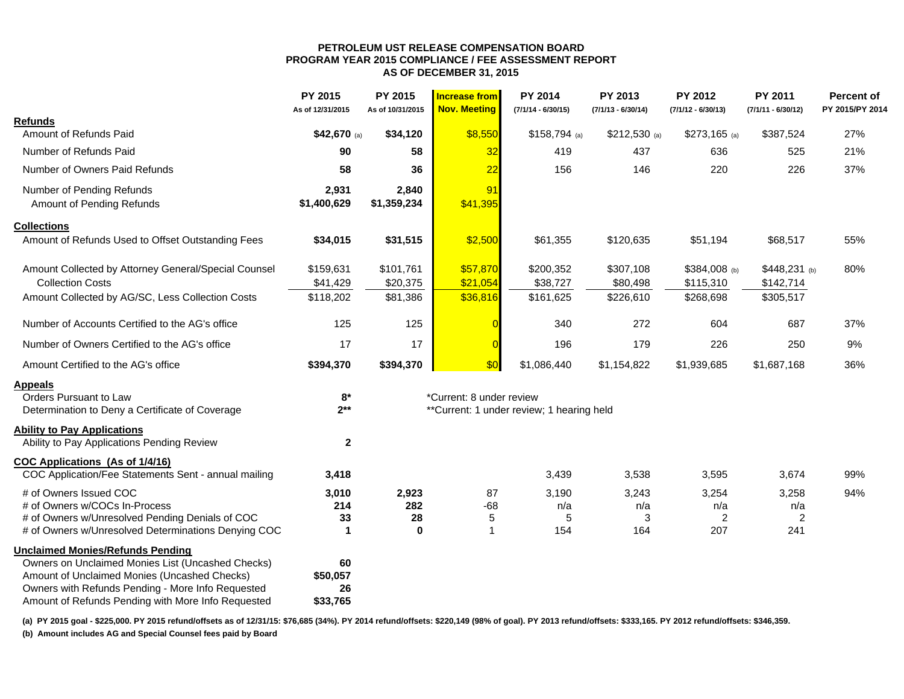# PETROLEUM UST RELEASE COMPENSATION BOARD
## PROGRAM YEAR 2015 COMPLIANCE / FEE ASSESSMENT REPORT
## AS OF DECEMBER 31, 2015

| | PY 2015 As of 12/31/2015 | PY 2015 As of 10/31/2015 | Increase from Nov. Meeting | PY 2014 (7/1/14 - 6/30/15) | PY 2013 (7/1/13 - 6/30/14) | PY 2012 (7/1/12 - 6/30/13) | PY 2011 (7/1/11 - 6/30/12) | Percent of PY 2015/PY 2014 |
|---|---|---|---|---|---|---|---|---|
| **Refunds** | | | | | | | | |
| Amount of Refunds Paid | **$42,670** (a) | **$34,120** | $8,550 | $158,794 (a) | $212,530 (a) | $273,165 (a) | $387,524 | 27% |
| Number of Refunds Paid | **90** | **58** | 32 | 419 | 437 | 636 | 525 | 21% |
| Number of Owners Paid Refunds | **58** | **36** | 22 | 156 | 146 | 220 | 226 | 37% |
| Number of Pending Refunds | **2,931** | **2,840** | 91 | | | | | |
| Amount of Pending Refunds | **$1,400,629** | **$1,359,234** | $41,395 | | | | | |
| **Collections** | | | | | | | | |
| Amount of Refunds Used to Offset Outstanding Fees | **$34,015** | **$31,515** | $2,500 | $61,355 | $120,635 | $51,194 | $68,517 | 55% |
| Amount Collected by Attorney General/Special Counsel | $159,631 | $101,761 | $57,870 | $200,352 | $307,108 | $384,008 (b) | $448,231 (b) | 80% |
| Collection Costs | $41,429 | $20,375 | $21,054 | $38,727 | $80,498 | $115,310 | $142,714 | |
| Amount Collected by AG/SC, Less Collection Costs | $118,202 | $81,386 | $36,816 | $161,625 | $226,610 | $268,698 | $305,517 | |
| Number of Accounts Certified to the AG's office | 125 | 125 | 0 | 340 | 272 | 604 | 687 | 37% |
| Number of Owners Certified to the AG's office | 17 | 17 | 0 | 196 | 179 | 226 | 250 | 9% |
| Amount Certified to the AG's office | **$394,370** | **$394,370** | $0 | $1,086,440 | $1,154,822 | $1,939,685 | $1,687,168 | 36% |
| **Appeals** | | | | | | | | |
| Orders Pursuant to Law | **8*** | | *Current: 8 under review | | | | | |
| Determination to Deny a Certificate of Coverage | **2**** | | **Current: 1 under review; 1 hearing held | | | | | |
| **Ability to Pay Applications** | | | | | | | | |
| Ability to Pay Applications Pending Review | **2** | | | | | | | |
| **COC Applications (As of 1/4/16)** | | | | | | | | |
| COC Application/Fee Statements Sent - annual mailing | **3,418** | | | 3,439 | 3,538 | 3,595 | 3,674 | 99% |
| # of Owners Issued COC | **3,010** | **2,923** | 87 | 3,190 | 3,243 | 3,254 | 3,258 | 94% |
| # of Owners w/COCs In-Process | **214** | **282** | -68 | n/a | n/a | n/a | n/a | |
| # of Owners w/Unresolved Pending Denials of COC | **33** | **28** | 5 | 5 | 3 | 2 | 2 | |
| # of Owners w/Unresolved Determinations Denying COC | **1** | **0** | 1 | 154 | 164 | 207 | 241 | |
| **Unclaimed Monies/Refunds Pending** | | | | | | | | |
| Owners on Unclaimed Monies List (Uncashed Checks) | **60** | | | | | | | |
| Amount of Unclaimed Monies (Uncashed Checks) | **$50,057** | | | | | | | |
| Owners with Refunds Pending - More Info Requested | **26** | | | | | | | |
| Amount of Refunds Pending with More Info Requested | **$33,765** | | | | | | | |

**(a) PY 2015 goal - $225,000. PY 2015 refund/offsets as of 12/31/15: $76,685 (34%). PY 2014 refund/offsets: $220,149 (98% of goal). PY 2013 refund/offsets: $333,165. PY 2012 refund/offsets: $346,359.**

**(b) Amount includes AG and Special Counsel fees paid by Board**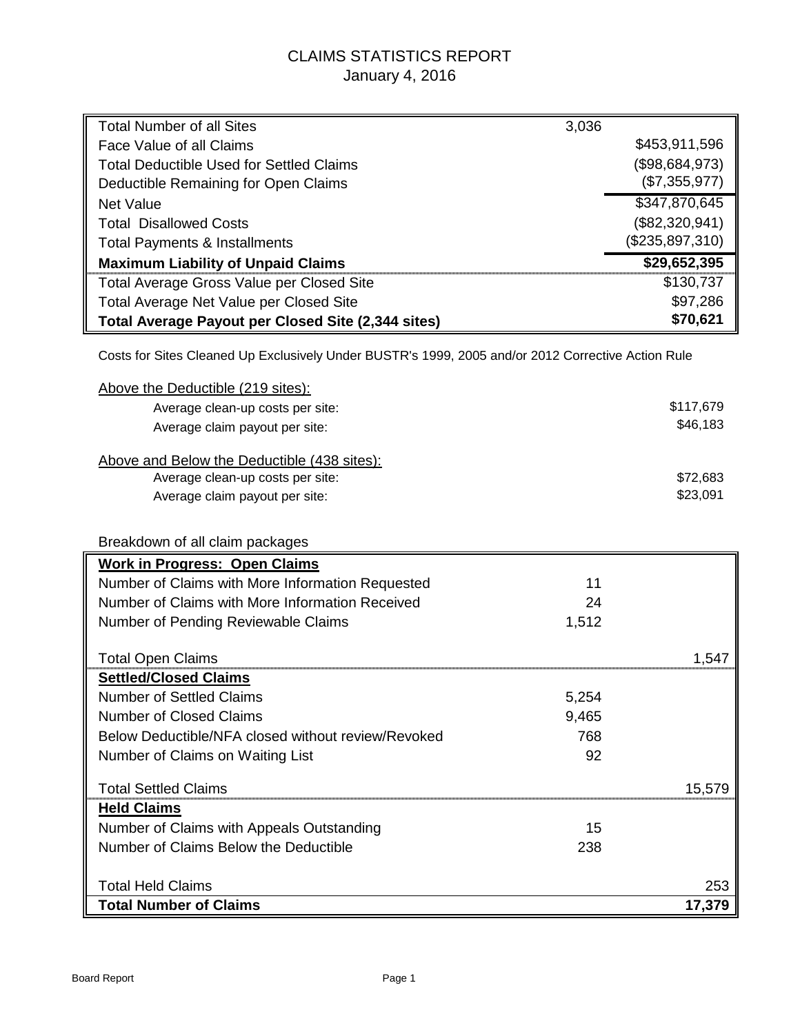# CLAIMS STATISTICS REPORT

January 4, 2016

| | | |
|---|---|---|
| Total Number of all Sites | 3,036 | |
| Face Value of all Claims | | $453,911,596 |
| Total Deductible Used for Settled Claims | | ($98,684,973) |
| Deductible Remaining for Open Claims | | ($7,355,977) |
| Net Value | | $347,870,645 |
| Total Disallowed Costs | | ($82,320,941) |
| Total Payments & Installments | | ($235,897,310) |
| **Maximum Liability of Unpaid Claims** | | **$29,652,395** |
| Total Average Gross Value per Closed Site | | $130,737 |
| Total Average Net Value per Closed Site | | $97,286 |
| **Total Average Payout per Closed Site (2,344 sites)** | | **$70,621** |

Costs for Sites Cleaned Up Exclusively Under BUSTR's 1999, 2005 and/or 2012 Corrective Action Rule

Above the Deductible (219 sites):

| | |
|---|---|
| Average clean-up costs per site: | $117,679 |
| Average claim payout per site: | $46,183 |

Above and Below the Deductible (438 sites):

| | |
|---|---|
| Average clean-up costs per site: | $72,683 |
| Average claim payout per site: | $23,091 |

Breakdown of all claim packages

| | | |
|---|---|---|
| **Work in Progress: Open Claims** | | |
| Number of Claims with More Information Requested | 11 | |
| Number of Claims with More Information Received | 24 | |
| Number of Pending Reviewable Claims | 1,512 | |
| Total Open Claims | | 1,547 |
| **Settled/Closed Claims** | | |
| Number of Settled Claims | 5,254 | |
| Number of Closed Claims | 9,465 | |
| Below Deductible/NFA closed without review/Revoked | 768 | |
| Number of Claims on Waiting List | 92 | |
| Total Settled Claims | | 15,579 |
| **Held Claims** | | |
| Number of Claims with Appeals Outstanding | 15 | |
| Number of Claims Below the Deductible | 238 | |
| Total Held Claims | | 253 |
| **Total Number of Claims** | | **17,379** |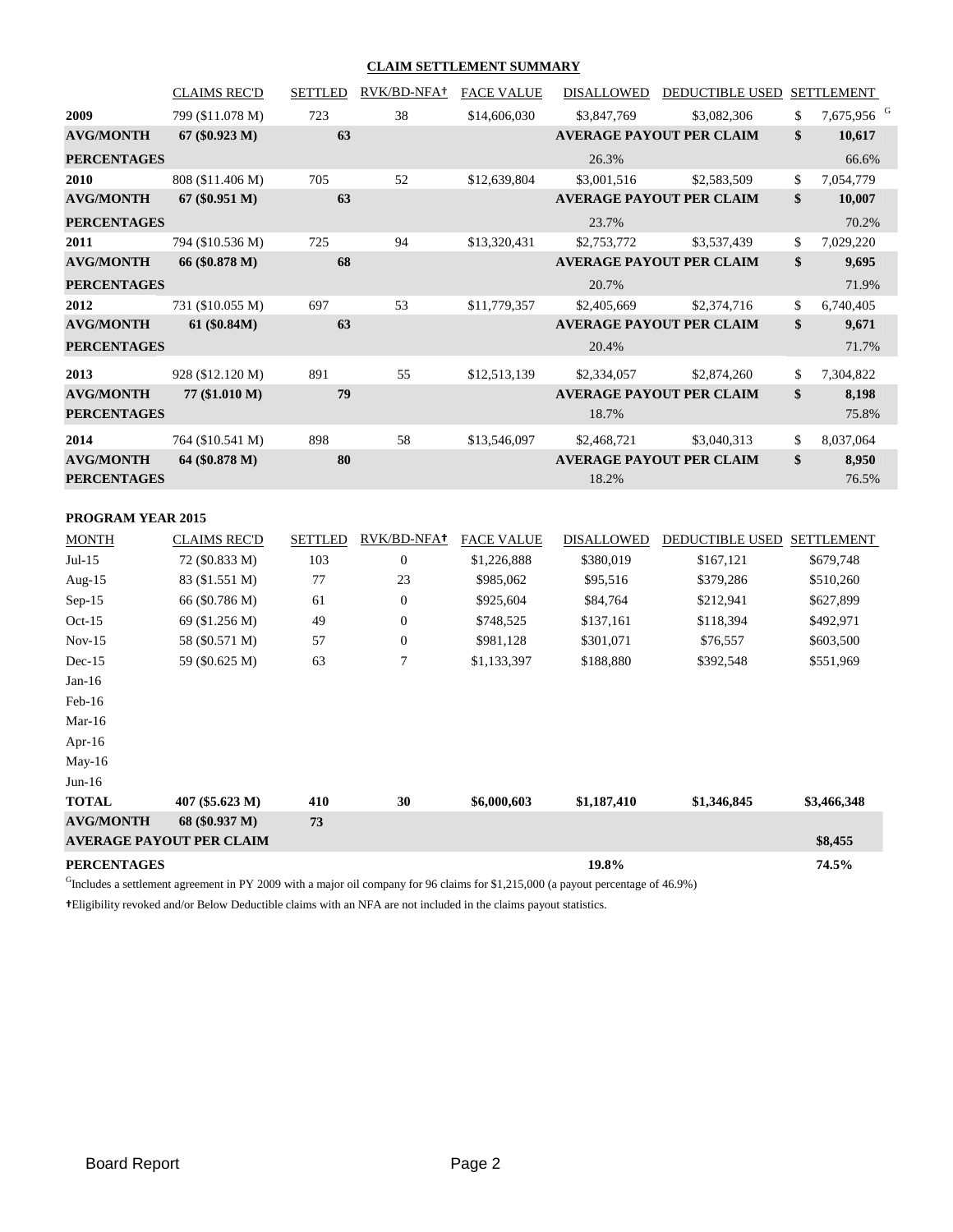## CLAIM SETTLEMENT SUMMARY

| | CLAIMS REC'D | SETTLED | RVK/BD-NFA† | FACE VALUE | DISALLOWED | DEDUCTIBLE USED | SETTLEMENT |
|---|---|---|---|---|---|---|---|
| **2009** | 799 ($11.078 M) | 723 | 38 | $14,606,030 | $3,847,769 | $3,082,306 | $ 7,675,956 [G] |
| **AVG/MONTH** | **67 ($0.923 M)** | **63** | | | **AVERAGE PAYOUT PER CLAIM** | | **$ 10,617** |
| **PERCENTAGES** | | | | | 26.3% | | 66.6% |
| **2010** | 808 ($11.406 M) | 705 | 52 | $12,639,804 | $3,001,516 | $2,583,509 | $ 7,054,779 |
| **AVG/MONTH** | **67 ($0.951 M)** | **63** | | | **AVERAGE PAYOUT PER CLAIM** | | **$ 10,007** |
| **PERCENTAGES** | | | | | 23.7% | | 70.2% |
| **2011** | 794 ($10.536 M) | 725 | 94 | $13,320,431 | $2,753,772 | $3,537,439 | $ 7,029,220 |
| **AVG/MONTH** | **66 ($0.878 M)** | **68** | | | **AVERAGE PAYOUT PER CLAIM** | | **$ 9,695** |
| **PERCENTAGES** | | | | | 20.7% | | 71.9% |
| **2012** | 731 ($10.055 M) | 697 | 53 | $11,779,357 | $2,405,669 | $2,374,716 | $ 6,740,405 |
| **AVG/MONTH** | **61 ($0.84M)** | **63** | | | **AVERAGE PAYOUT PER CLAIM** | | **$ 9,671** |
| **PERCENTAGES** | | | | | 20.4% | | 71.7% |
| **2013** | 928 ($12.120 M) | 891 | 55 | $12,513,139 | $2,334,057 | $2,874,260 | $ 7,304,822 |
| **AVG/MONTH** | **77 ($1.010 M)** | **79** | | | **AVERAGE PAYOUT PER CLAIM** | | **$ 8,198** |
| **PERCENTAGES** | | | | | 18.7% | | 75.8% |
| **2014** | 764 ($10.541 M) | 898 | 58 | $13,546,097 | $2,468,721 | $3,040,313 | $ 8,037,064 |
| **AVG/MONTH** | **64 ($0.878 M)** | **80** | | | **AVERAGE PAYOUT PER CLAIM** | | **$ 8,950** |
| **PERCENTAGES** | | | | | 18.2% | | 76.5% |

**PROGRAM YEAR 2015**

| MONTH | CLAIMS REC'D | SETTLED | RVK/BD-NFA† | FACE VALUE | DISALLOWED | DEDUCTIBLE USED | SETTLEMENT |
|---|---|---|---|---|---|---|---|
| Jul-15 | 72 ($0.833 M) | 103 | 0 | $1,226,888 | $380,019 | $167,121 | $679,748 |
| Aug-15 | 83 ($1.551 M) | 77 | 23 | $985,062 | $95,516 | $379,286 | $510,260 |
| Sep-15 | 66 ($0.786 M) | 61 | 0 | $925,604 | $84,764 | $212,941 | $627,899 |
| Oct-15 | 69 ($1.256 M) | 49 | 0 | $748,525 | $137,161 | $118,394 | $492,971 |
| Nov-15 | 58 ($0.571 M) | 57 | 0 | $981,128 | $301,071 | $76,557 | $603,500 |
| Dec-15 | 59 ($0.625 M) | 63 | 7 | $1,133,397 | $188,880 | $392,548 | $551,969 |
| Jan-16 | | | | | | | |
| Feb-16 | | | | | | | |
| Mar-16 | | | | | | | |
| Apr-16 | | | | | | | |
| May-16 | | | | | | | |
| Jun-16 | | | | | | | |
| **TOTAL** | **407 ($5.623 M)** | **410** | **30** | **$6,000,603** | **$1,187,410** | **$1,346,845** | **$3,466,348** |
| **AVG/MONTH** | **68 ($0.937 M)** | **73** | | | | | |
| **AVERAGE PAYOUT PER CLAIM** | | | | | | | **$8,455** |
| **PERCENTAGES** | | | | | **19.8%** | | **74.5%** |

[G]Includes a settlement agreement in PY 2009 with a major oil company for 96 claims for $1,215,000 (a payout percentage of 46.9%)

†Eligibility revoked and/or Below Deductible claims with an NFA are not included in the claims payout statistics.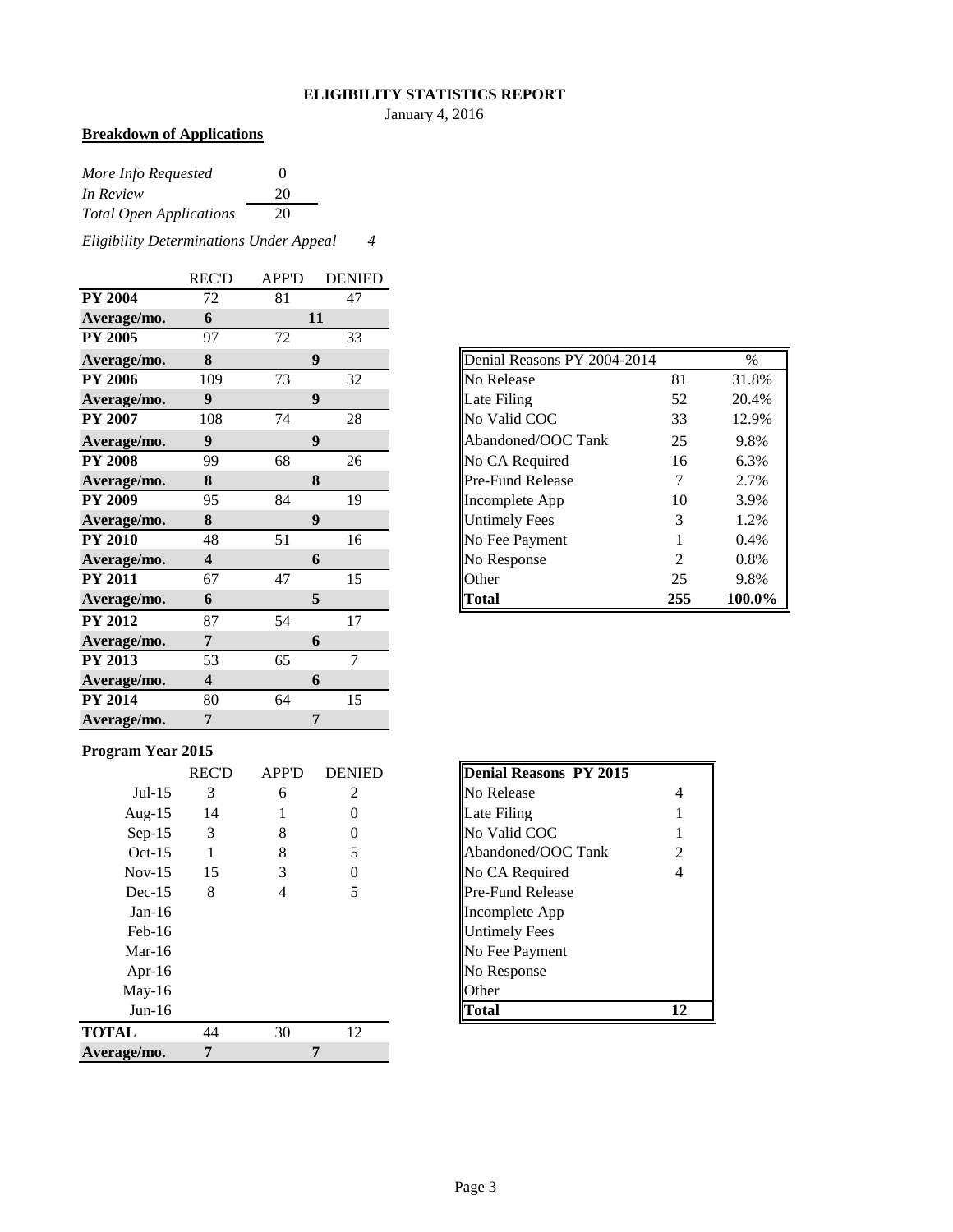# ELIGIBILITY STATISTICS REPORT

January 4, 2016

**Breakdown of Applications**

| | |
|---|---|
| *More Info Requested* | 0 |
| *In Review* | 20 |
| *Total Open Applications* | 20 |

*Eligibility Determinations Under Appeal* *4*

| | REC'D | APP'D | DENIED |
|---|---|---|---|
| **PY 2004** | 72 | 81 | 47 |
| **Average/mo.** | **6** | **11** | |
| **PY 2005** | 97 | 72 | 33 |
| **Average/mo.** | **8** | **9** | |
| **PY 2006** | 109 | 73 | 32 |
| **Average/mo.** | **9** | **9** | |
| **PY 2007** | 108 | 74 | 28 |
| **Average/mo.** | **9** | **9** | |
| **PY 2008** | 99 | 68 | 26 |
| **Average/mo.** | **8** | **8** | |
| **PY 2009** | 95 | 84 | 19 |
| **Average/mo.** | **8** | **9** | |
| **PY 2010** | 48 | 51 | 16 |
| **Average/mo.** | **4** | **6** | |
| **PY 2011** | 67 | 47 | 15 |
| **Average/mo.** | **6** | **5** | |
| **PY 2012** | 87 | 54 | 17 |
| **Average/mo.** | **7** | **6** | |
| **PY 2013** | 53 | 65 | 7 |
| **Average/mo.** | **4** | **6** | |
| **PY 2014** | 80 | 64 | 15 |
| **Average/mo.** | **7** | **7** | |

| Denial Reasons PY 2004-2014 | | % |
|---|---|---|
| No Release | 81 | 31.8% |
| Late Filing | 52 | 20.4% |
| No Valid COC | 33 | 12.9% |
| Abandoned/OOC Tank | 25 | 9.8% |
| No CA Required | 16 | 6.3% |
| Pre-Fund Release | 7 | 2.7% |
| Incomplete App | 10 | 3.9% |
| Untimely Fees | 3 | 1.2% |
| No Fee Payment | 1 | 0.4% |
| No Response | 2 | 0.8% |
| Other | 25 | 9.8% |
| **Total** | **255** | **100.0%** |

**Program Year 2015**

| | REC'D | APP'D | DENIED |
|---|---|---|---|
| Jul-15 | 3 | 6 | 2 |
| Aug-15 | 14 | 1 | 0 |
| Sep-15 | 3 | 8 | 0 |
| Oct-15 | 1 | 8 | 5 |
| Nov-15 | 15 | 3 | 0 |
| Dec-15 | 8 | 4 | 5 |
| Jan-16 | | | |
| Feb-16 | | | |
| Mar-16 | | | |
| Apr-16 | | | |
| May-16 | | | |
| Jun-16 | | | |
| **TOTAL** | 44 | 30 | 12 |
| **Average/mo.** | **7** | **7** | |

| **Denial Reasons PY 2015** | |
|---|---|
| No Release | 4 |
| Late Filing | 1 |
| No Valid COC | 1 |
| Abandoned/OOC Tank | 2 |
| No CA Required | 4 |
| Pre-Fund Release | |
| Incomplete App | |
| Untimely Fees | |
| No Fee Payment | |
| No Response | |
| Other | |
| **Total** | **12** |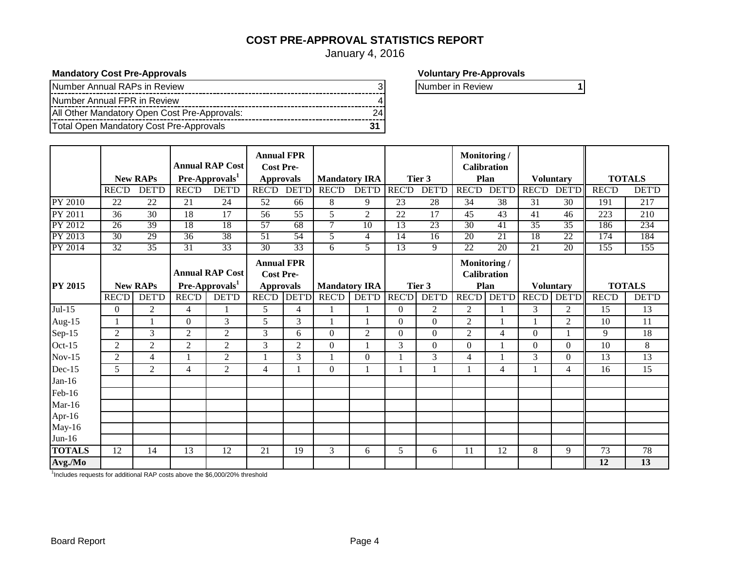# COST PRE-APPROVAL STATISTICS REPORT

January 4, 2016

**Mandatory Cost Pre-Approvals**

| | |
|---|---|
| Number Annual RAPs in Review | 3 |
| Number Annual FPR in Review | 4 |
| All Other Mandatory Open Cost Pre-Approvals: | 24 |
| Total Open Mandatory Cost Pre-Approvals | **31** |

**Voluntary Pre-Approvals**

| | |
|---|---|
| Number in Review | **1** |

| | New RAPs | | Annual RAP Cost Pre-Approvals[1] | | Annual FPR Cost Pre-Approvals | | Mandatory IRA | | Tier 3 | | Monitoring / Calibration Plan | | Voluntary | | TOTALS | |
|---|---|---|---|---|---|---|---|---|---|---|---|---|---|---|---|---|
| | REC'D | DET'D | REC'D | DET'D | REC'D | DET'D | REC'D | DET'D | REC'D | DET'D | REC'D | DET'D | REC'D | DET'D | REC'D | DET'D |
| PY 2010 | 22 | 22 | 21 | 24 | 52 | 66 | 8 | 9 | 23 | 28 | 34 | 38 | 31 | 30 | 191 | 217 |
| PY 2011 | 36 | 30 | 18 | 17 | 56 | 55 | 5 | 2 | 22 | 17 | 45 | 43 | 41 | 46 | 223 | 210 |
| PY 2012 | 26 | 39 | 18 | 18 | 57 | 68 | 7 | 10 | 13 | 23 | 30 | 41 | 35 | 35 | 186 | 234 |
| PY 2013 | 30 | 29 | 36 | 38 | 51 | 54 | 5 | 4 | 14 | 16 | 20 | 21 | 18 | 22 | 174 | 184 |
| PY 2014 | 32 | 35 | 31 | 33 | 30 | 33 | 6 | 5 | 13 | 9 | 22 | 20 | 21 | 20 | 155 | 155 |
| **PY 2015** | **New RAPs** | | **Annual RAP Cost Pre-Approvals[1]** | | **Annual FPR Cost Pre-Approvals** | | **Mandatory IRA** | | **Tier 3** | | **Monitoring / Calibration Plan** | | **Voluntary** | | **TOTALS** | |
| | REC'D | DET'D | REC'D | DET'D | REC'D | DET'D | REC'D | DET'D | REC'D | DET'D | REC'D | DET'D | REC'D | DET'D | REC'D | DET'D |
| Jul-15 | 0 | 2 | 4 | 1 | 5 | 4 | 1 | 1 | 0 | 2 | 2 | 1 | 3 | 2 | 15 | 13 |
| Aug-15 | 1 | 1 | 0 | 3 | 5 | 3 | 1 | 1 | 0 | 0 | 2 | 1 | 1 | 2 | 10 | 11 |
| Sep-15 | 2 | 3 | 2 | 2 | 3 | 6 | 0 | 2 | 0 | 0 | 2 | 4 | 0 | 1 | 9 | 18 |
| Oct-15 | 2 | 2 | 2 | 2 | 3 | 2 | 0 | 1 | 3 | 0 | 0 | 1 | 0 | 0 | 10 | 8 |
| Nov-15 | 2 | 4 | 1 | 2 | 1 | 3 | 1 | 0 | 1 | 3 | 4 | 1 | 3 | 0 | 13 | 13 |
| Dec-15 | 5 | 2 | 4 | 2 | 4 | 1 | 0 | 1 | 1 | 1 | 1 | 4 | 1 | 4 | 16 | 15 |
| Jan-16 | | | | | | | | | | | | | | | | |
| Feb-16 | | | | | | | | | | | | | | | | |
| Mar-16 | | | | | | | | | | | | | | | | |
| Apr-16 | | | | | | | | | | | | | | | | |
| May-16 | | | | | | | | | | | | | | | | |
| Jun-16 | | | | | | | | | | | | | | | | |
| **TOTALS** | 12 | 14 | 13 | 12 | 21 | 19 | 3 | 6 | 5 | 6 | 11 | 12 | 8 | 9 | 73 | 78 |
| **Avg./Mo** | | | | | | | | | | | | | | | **12** | **13** |

[1]Includes requests for additional RAP costs above the $6,000/20% threshold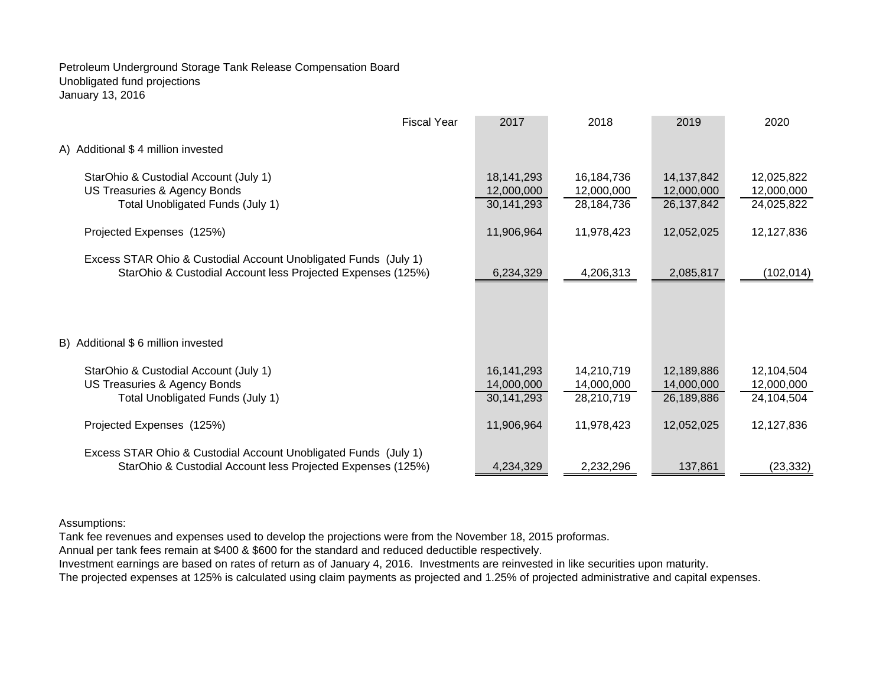Petroleum Underground Storage Tank Release Compensation Board
Unobligated fund projections
January 13, 2016

| Fiscal Year | 2017 | 2018 | 2019 | 2020 |
|---|---|---|---|---|
| **A) Additional $ 4 million invested** | | | | |
| StarOhio & Custodial Account (July 1) | 18,141,293 | 16,184,736 | 14,137,842 | 12,025,822 |
| US Treasuries & Agency Bonds | 12,000,000 | 12,000,000 | 12,000,000 | 12,000,000 |
| Total Unobligated Funds (July 1) | 30,141,293 | 28,184,736 | 26,137,842 | 24,025,822 |
| Projected Expenses (125%) | 11,906,964 | 11,978,423 | 12,052,025 | 12,127,836 |
| Excess STAR Ohio & Custodial Account Unobligated Funds (July 1) StarOhio & Custodial Account less Projected Expenses (125%) | 6,234,329 | 4,206,313 | 2,085,817 | (102,014) |
| **B) Additional $ 6 million invested** | | | | |
| StarOhio & Custodial Account (July 1) | 16,141,293 | 14,210,719 | 12,189,886 | 12,104,504 |
| US Treasuries & Agency Bonds | 14,000,000 | 14,000,000 | 14,000,000 | 12,000,000 |
| Total Unobligated Funds (July 1) | 30,141,293 | 28,210,719 | 26,189,886 | 24,104,504 |
| Projected Expenses (125%) | 11,906,964 | 11,978,423 | 12,052,025 | 12,127,836 |
| Excess STAR Ohio & Custodial Account Unobligated Funds (July 1) StarOhio & Custodial Account less Projected Expenses (125%) | 4,234,329 | 2,232,296 | 137,861 | (23,332) |

Assumptions:
Tank fee revenues and expenses used to develop the projections were from the November 18, 2015 proformas.
Annual per tank fees remain at $400 & $600 for the standard and reduced deductible respectively.
Investment earnings are based on rates of return as of January 4, 2016. Investments are reinvested in like securities upon maturity.
The projected expenses at 125% is calculated using claim payments as projected and 1.25% of projected administrative and capital expenses.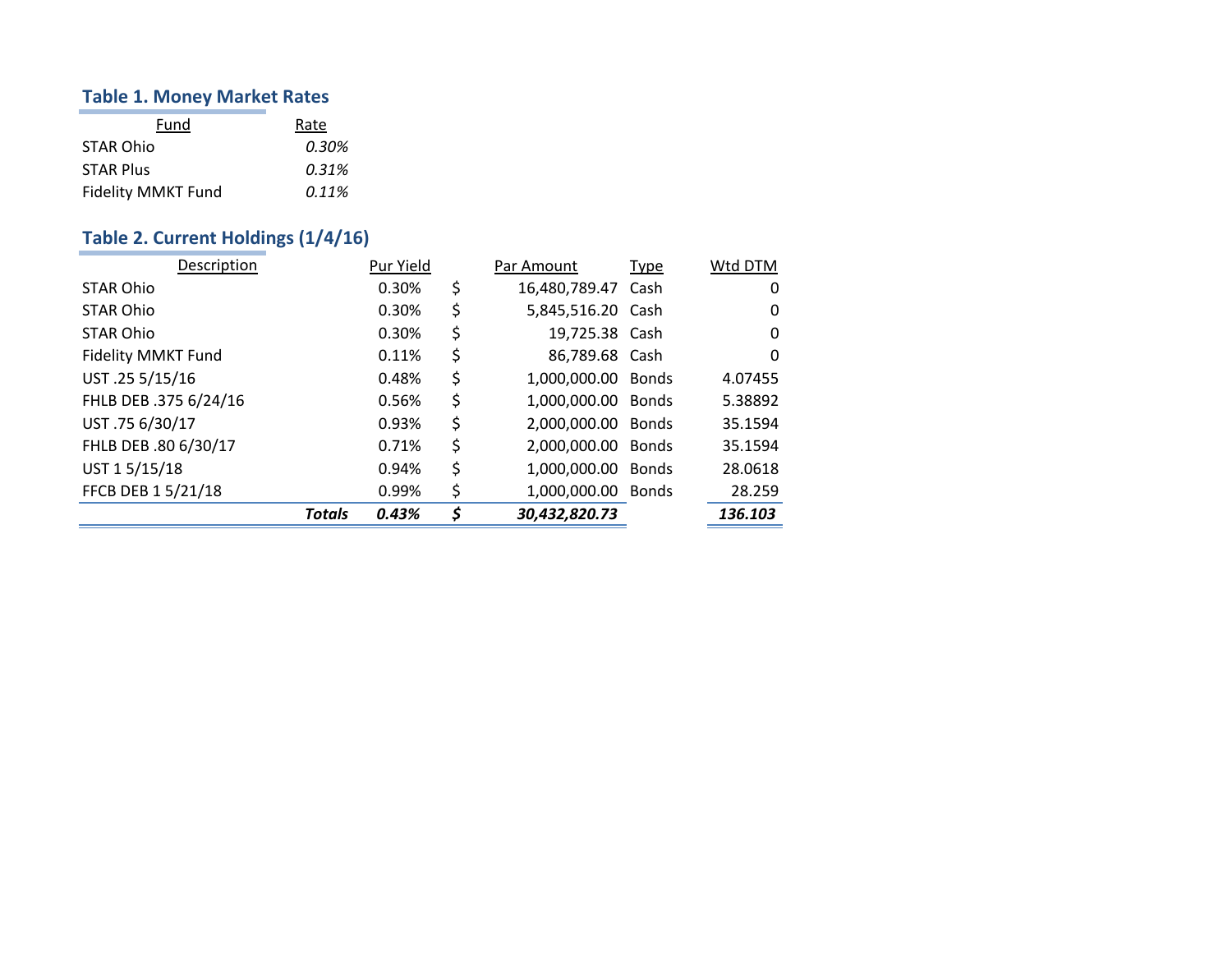## Table 1. Money Market Rates

| Fund | Rate |
|---|---|
| STAR Ohio | *0.30%* |
| STAR Plus | *0.31%* |
| Fidelity MMKT Fund | *0.11%* |

## Table 2. Current Holdings (1/4/16)

| Description | | Pur Yield | | Par Amount | Type | Wtd DTM |
|---|---|---|---|---|---|---|
| STAR Ohio | | 0.30% | $ | 16,480,789.47 | Cash | 0 |
| STAR Ohio | | 0.30% | $ | 5,845,516.20 | Cash | 0 |
| STAR Ohio | | 0.30% | $ | 19,725.38 | Cash | 0 |
| Fidelity MMKT Fund | | 0.11% | $ | 86,789.68 | Cash | 0 |
| UST .25 5/15/16 | | 0.48% | $ | 1,000,000.00 | Bonds | 4.07455 |
| FHLB DEB .375 6/24/16 | | 0.56% | $ | 1,000,000.00 | Bonds | 5.38892 |
| UST .75 6/30/17 | | 0.93% | $ | 2,000,000.00 | Bonds | 35.1594 |
| FHLB DEB .80 6/30/17 | | 0.71% | $ | 2,000,000.00 | Bonds | 35.1594 |
| UST 1 5/15/18 | | 0.94% | $ | 1,000,000.00 | Bonds | 28.0618 |
| FFCB DEB 1 5/21/18 | | 0.99% | $ | 1,000,000.00 | Bonds | 28.259 |
| | ***Totals*** | ***0.43%*** | ***$*** | ***30,432,820.73*** | | ***136.103*** |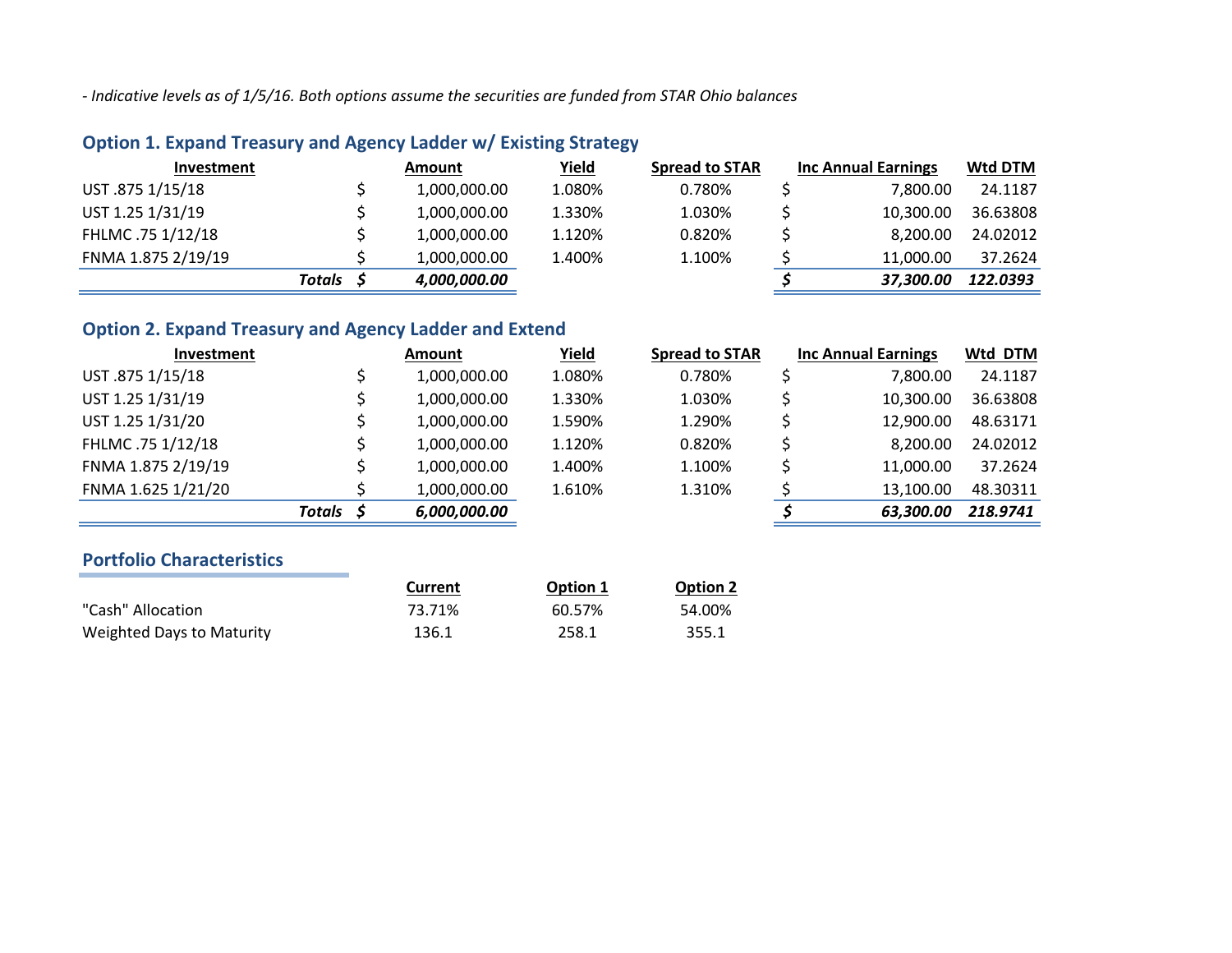*- Indicative levels as of 1/5/16. Both options assume the securities are funded from STAR Ohio balances*

## Option 1. Expand Treasury and Agency Ladder w/ Existing Strategy

| Investment | Amount | Yield | Spread to STAR | Inc Annual Earnings | Wtd DTM |
|---|---|---|---|---|---|
| UST .875 1/15/18 | $ 1,000,000.00 | 1.080% | 0.780% | $ 7,800.00 | 24.1187 |
| UST 1.25 1/31/19 | $ 1,000,000.00 | 1.330% | 1.030% | $ 10,300.00 | 36.63808 |
| FHLMC .75 1/12/18 | $ 1,000,000.00 | 1.120% | 0.820% | $ 8,200.00 | 24.02012 |
| FNMA 1.875 2/19/19 | $ 1,000,000.00 | 1.400% | 1.100% | $ 11,000.00 | 37.2624 |
| ***Totals*** | ***$ 4,000,000.00*** | | | ***$ 37,300.00*** | ***122.0393*** |

## Option 2. Expand Treasury and Agency Ladder and Extend

| Investment | Amount | Yield | Spread to STAR | Inc Annual Earnings | Wtd DTM |
|---|---|---|---|---|---|
| UST .875 1/15/18 | $ 1,000,000.00 | 1.080% | 0.780% | $ 7,800.00 | 24.1187 |
| UST 1.25 1/31/19 | $ 1,000,000.00 | 1.330% | 1.030% | $ 10,300.00 | 36.63808 |
| UST 1.25 1/31/20 | $ 1,000,000.00 | 1.590% | 1.290% | $ 12,900.00 | 48.63171 |
| FHLMC .75 1/12/18 | $ 1,000,000.00 | 1.120% | 0.820% | $ 8,200.00 | 24.02012 |
| FNMA 1.875 2/19/19 | $ 1,000,000.00 | 1.400% | 1.100% | $ 11,000.00 | 37.2624 |
| FNMA 1.625 1/21/20 | $ 1,000,000.00 | 1.610% | 1.310% | $ 13,100.00 | 48.30311 |
| ***Totals*** | ***$ 6,000,000.00*** | | | ***$ 63,300.00*** | ***218.9741*** |

## Portfolio Characteristics

| | Current | Option 1 | Option 2 |
|---|---|---|---|
| "Cash" Allocation | 73.71% | 60.57% | 54.00% |
| Weighted Days to Maturity | 136.1 | 258.1 | 355.1 |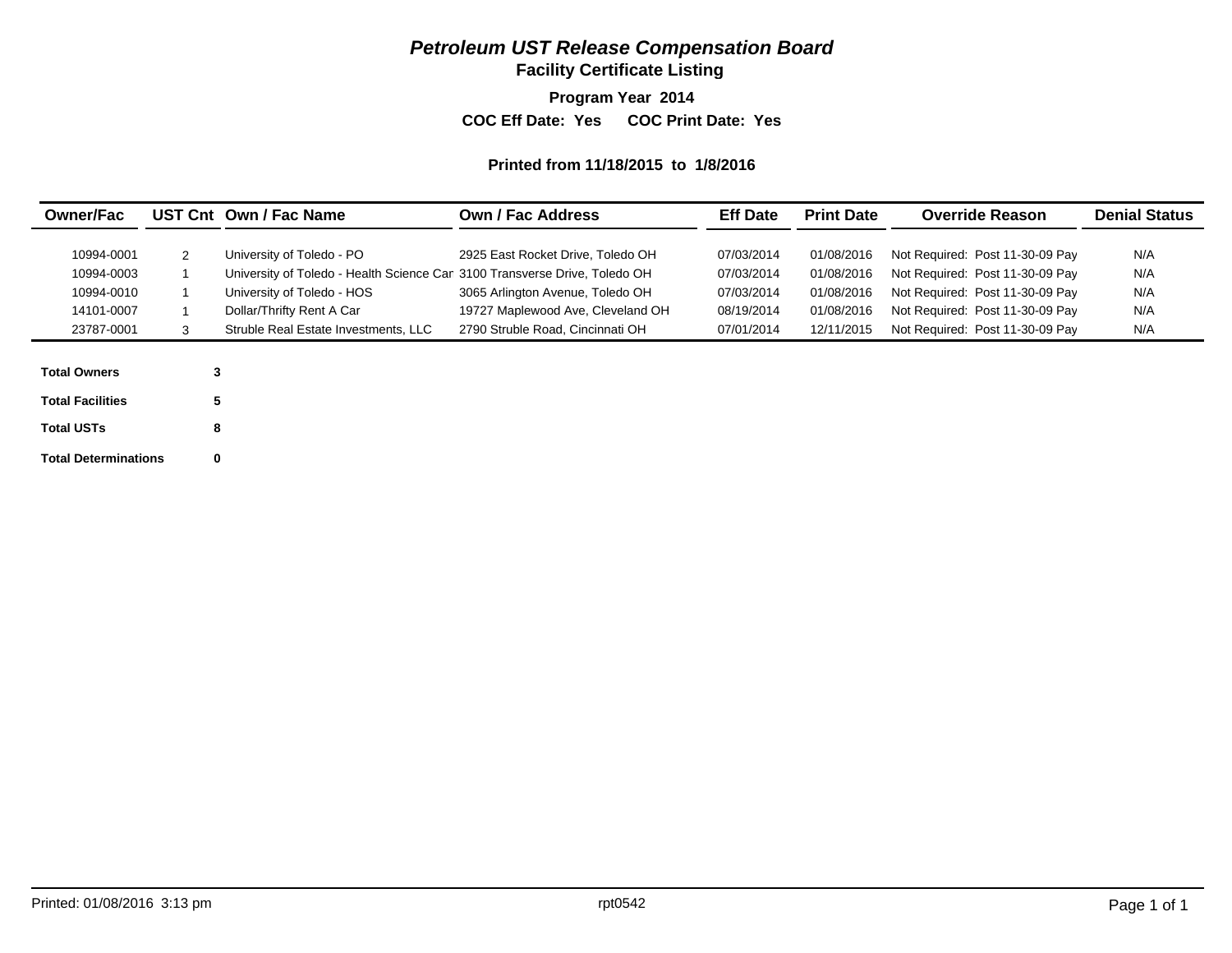# *Petroleum UST Release Compensation Board*

## Facility Certificate Listing

**Program Year 2014**

**COC Eff Date: Yes COC Print Date: Yes**

**Printed from 11/18/2015 to 1/8/2016**

| Owner/Fac | UST Cnt | Own / Fac Name | Own / Fac Address | Eff Date | Print Date | Override Reason | Denial Status |
|---|---|---|---|---|---|---|---|
| 10994-0001 | 2 | University of Toledo - PO | 2925 East Rocket Drive, Toledo OH | 07/03/2014 | 01/08/2016 | Not Required: Post 11-30-09 Pay | N/A |
| 10994-0003 | 1 | University of Toledo - Health Science Car | 3100 Transverse Drive, Toledo OH | 07/03/2014 | 01/08/2016 | Not Required: Post 11-30-09 Pay | N/A |
| 10994-0010 | 1 | University of Toledo - HOS | 3065 Arlington Avenue, Toledo OH | 07/03/2014 | 01/08/2016 | Not Required: Post 11-30-09 Pay | N/A |
| 14101-0007 | 1 | Dollar/Thrifty Rent A Car | 19727 Maplewood Ave, Cleveland OH | 08/19/2014 | 01/08/2016 | Not Required: Post 11-30-09 Pay | N/A |
| 23787-0001 | 3 | Struble Real Estate Investments, LLC | 2790 Struble Road, Cincinnati OH | 07/01/2014 | 12/11/2015 | Not Required: Post 11-30-09 Pay | N/A |

| | |
|---|---|
| **Total Owners** | **3** |
| **Total Facilities** | **5** |
| **Total USTs** | **8** |
| **Total Determinations** | **0** |

Printed: 01/08/2016 3:13 pm rpt0542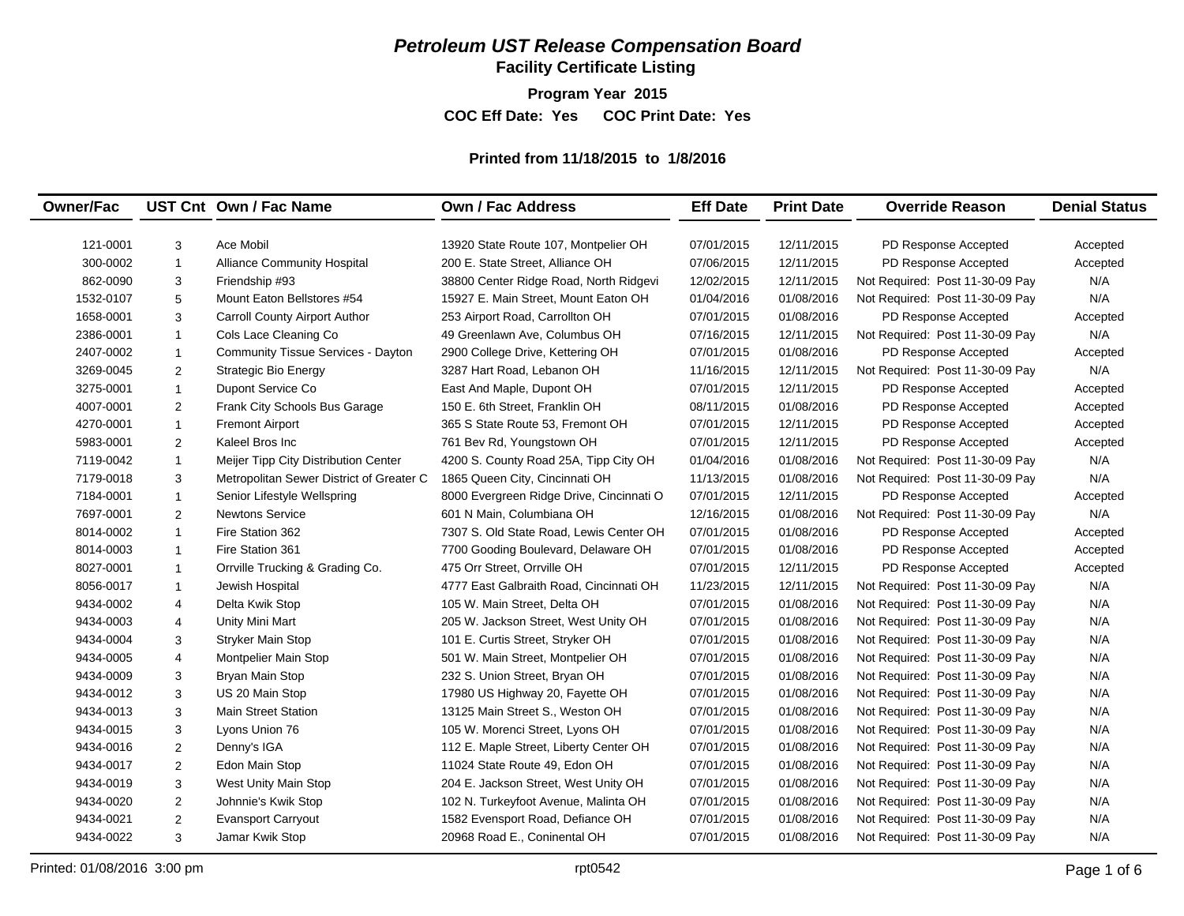# *Petroleum UST Release Compensation Board*

## Facility Certificate Listing

**Program Year 2015**

**COC Eff Date: Yes COC Print Date: Yes**

**Printed from 11/18/2015 to 1/8/2016**

| Owner/Fac | UST Cnt | Own / Fac Name | Own / Fac Address | Eff Date | Print Date | Override Reason | Denial Status |
|---|---|---|---|---|---|---|---|
| 121-0001 | 3 | Ace Mobil | 13920 State Route 107, Montpelier OH | 07/01/2015 | 12/11/2015 | PD Response Accepted | Accepted |
| 300-0002 | 1 | Alliance Community Hospital | 200 E. State Street, Alliance OH | 07/06/2015 | 12/11/2015 | PD Response Accepted | Accepted |
| 862-0090 | 3 | Friendship #93 | 38800 Center Ridge Road, North Ridgevi | 12/02/2015 | 12/11/2015 | Not Required: Post 11-30-09 Pay | N/A |
| 1532-0107 | 5 | Mount Eaton Bellstores #54 | 15927 E. Main Street, Mount Eaton OH | 01/04/2016 | 01/08/2016 | Not Required: Post 11-30-09 Pay | N/A |
| 1658-0001 | 3 | Carroll County Airport Author | 253 Airport Road, Carrollton OH | 07/01/2015 | 01/08/2016 | PD Response Accepted | Accepted |
| 2386-0001 | 1 | Cols Lace Cleaning Co | 49 Greenlawn Ave, Columbus OH | 07/16/2015 | 12/11/2015 | Not Required: Post 11-30-09 Pay | N/A |
| 2407-0002 | 1 | Community Tissue Services - Dayton | 2900 College Drive, Kettering OH | 07/01/2015 | 01/08/2016 | PD Response Accepted | Accepted |
| 3269-0045 | 2 | Strategic Bio Energy | 3287 Hart Road, Lebanon OH | 11/16/2015 | 12/11/2015 | Not Required: Post 11-30-09 Pay | N/A |
| 3275-0001 | 1 | Dupont Service Co | East And Maple, Dupont OH | 07/01/2015 | 12/11/2015 | PD Response Accepted | Accepted |
| 4007-0001 | 2 | Frank City Schools Bus Garage | 150 E. 6th Street, Franklin OH | 08/11/2015 | 01/08/2016 | PD Response Accepted | Accepted |
| 4270-0001 | 1 | Fremont Airport | 365 S State Route 53, Fremont OH | 07/01/2015 | 12/11/2015 | PD Response Accepted | Accepted |
| 5983-0001 | 2 | Kaleel Bros Inc | 761 Bev Rd, Youngstown OH | 07/01/2015 | 12/11/2015 | PD Response Accepted | Accepted |
| 7119-0042 | 1 | Meijer Tipp City Distribution Center | 4200 S. County Road 25A, Tipp City OH | 01/04/2016 | 01/08/2016 | Not Required: Post 11-30-09 Pay | N/A |
| 7179-0018 | 3 | Metropolitan Sewer District of Greater C | 1865 Queen City, Cincinnati OH | 11/13/2015 | 01/08/2016 | Not Required: Post 11-30-09 Pay | N/A |
| 7184-0001 | 1 | Senior Lifestyle Wellspring | 8000 Evergreen Ridge Drive, Cincinnati O | 07/01/2015 | 12/11/2015 | PD Response Accepted | Accepted |
| 7697-0001 | 2 | Newtons Service | 601 N Main, Columbiana OH | 12/16/2015 | 01/08/2016 | Not Required: Post 11-30-09 Pay | N/A |
| 8014-0002 | 1 | Fire Station 362 | 7307 S. Old State Road, Lewis Center OH | 07/01/2015 | 01/08/2016 | PD Response Accepted | Accepted |
| 8014-0003 | 1 | Fire Station 361 | 7700 Gooding Boulevard, Delaware OH | 07/01/2015 | 01/08/2016 | PD Response Accepted | Accepted |
| 8027-0001 | 1 | Orrville Trucking & Grading Co. | 475 Orr Street, Orrville OH | 07/01/2015 | 12/11/2015 | PD Response Accepted | Accepted |
| 8056-0017 | 1 | Jewish Hospital | 4777 East Galbraith Road, Cincinnati OH | 11/23/2015 | 12/11/2015 | Not Required: Post 11-30-09 Pay | N/A |
| 9434-0002 | 4 | Delta Kwik Stop | 105 W. Main Street, Delta OH | 07/01/2015 | 01/08/2016 | Not Required: Post 11-30-09 Pay | N/A |
| 9434-0003 | 4 | Unity Mini Mart | 205 W. Jackson Street, West Unity OH | 07/01/2015 | 01/08/2016 | Not Required: Post 11-30-09 Pay | N/A |
| 9434-0004 | 3 | Stryker Main Stop | 101 E. Curtis Street, Stryker OH | 07/01/2015 | 01/08/2016 | Not Required: Post 11-30-09 Pay | N/A |
| 9434-0005 | 4 | Montpelier Main Stop | 501 W. Main Street, Montpelier OH | 07/01/2015 | 01/08/2016 | Not Required: Post 11-30-09 Pay | N/A |
| 9434-0009 | 3 | Bryan Main Stop | 232 S. Union Street, Bryan OH | 07/01/2015 | 01/08/2016 | Not Required: Post 11-30-09 Pay | N/A |
| 9434-0012 | 3 | US 20 Main Stop | 17980 US Highway 20, Fayette OH | 07/01/2015 | 01/08/2016 | Not Required: Post 11-30-09 Pay | N/A |
| 9434-0013 | 3 | Main Street Station | 13125 Main Street S., Weston OH | 07/01/2015 | 01/08/2016 | Not Required: Post 11-30-09 Pay | N/A |
| 9434-0015 | 3 | Lyons Union 76 | 105 W. Morenci Street, Lyons OH | 07/01/2015 | 01/08/2016 | Not Required: Post 11-30-09 Pay | N/A |
| 9434-0016 | 2 | Denny's IGA | 112 E. Maple Street, Liberty Center OH | 07/01/2015 | 01/08/2016 | Not Required: Post 11-30-09 Pay | N/A |
| 9434-0017 | 2 | Edon Main Stop | 11024 State Route 49, Edon OH | 07/01/2015 | 01/08/2016 | Not Required: Post 11-30-09 Pay | N/A |
| 9434-0019 | 3 | West Unity Main Stop | 204 E. Jackson Street, West Unity OH | 07/01/2015 | 01/08/2016 | Not Required: Post 11-30-09 Pay | N/A |
| 9434-0020 | 2 | Johnnie's Kwik Stop | 102 N. Turkeyfoot Avenue, Malinta OH | 07/01/2015 | 01/08/2016 | Not Required: Post 11-30-09 Pay | N/A |
| 9434-0021 | 2 | Evansport Carryout | 1582 Evensport Road, Defiance OH | 07/01/2015 | 01/08/2016 | Not Required: Post 11-30-09 Pay | N/A |
| 9434-0022 | 3 | Jamar Kwik Stop | 20968 Road E., Coninental OH | 07/01/2015 | 01/08/2016 | Not Required: Post 11-30-09 Pay | N/A |

Printed: 01/08/2016 3:00 pm rpt0542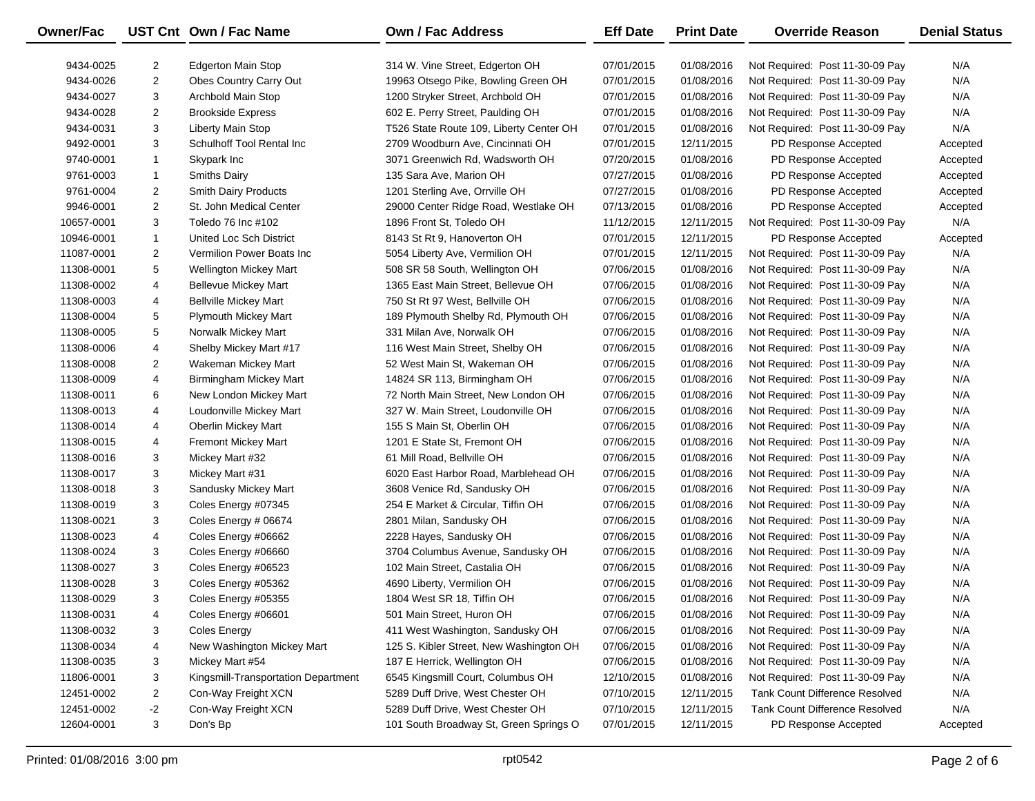| Owner/Fac | UST Cnt | Own / Fac Name | Own / Fac Address | Eff Date | Print Date | Override Reason | Denial Status |
|---|---|---|---|---|---|---|---|
| 9434-0025 | 2 | Edgerton Main Stop | 314 W. Vine Street, Edgerton OH | 07/01/2015 | 01/08/2016 | Not Required: Post 11-30-09 Pay | N/A |
| 9434-0026 | 2 | Obes Country Carry Out | 19963 Otsego Pike, Bowling Green OH | 07/01/2015 | 01/08/2016 | Not Required: Post 11-30-09 Pay | N/A |
| 9434-0027 | 3 | Archbold Main Stop | 1200 Stryker Street, Archbold OH | 07/01/2015 | 01/08/2016 | Not Required: Post 11-30-09 Pay | N/A |
| 9434-0028 | 2 | Brookside Express | 602 E. Perry Street, Paulding OH | 07/01/2015 | 01/08/2016 | Not Required: Post 11-30-09 Pay | N/A |
| 9434-0031 | 3 | Liberty Main Stop | T526 State Route 109, Liberty Center OH | 07/01/2015 | 01/08/2016 | Not Required: Post 11-30-09 Pay | N/A |
| 9492-0001 | 3 | Schulhoff Tool Rental Inc | 2709 Woodburn Ave, Cincinnati OH | 07/01/2015 | 12/11/2015 | PD Response Accepted | Accepted |
| 9740-0001 | 1 | Skypark Inc | 3071 Greenwich Rd, Wadsworth OH | 07/20/2015 | 01/08/2016 | PD Response Accepted | Accepted |
| 9761-0003 | 1 | Smiths Dairy | 135 Sara Ave, Marion OH | 07/27/2015 | 01/08/2016 | PD Response Accepted | Accepted |
| 9761-0004 | 2 | Smith Dairy Products | 1201 Sterling Ave, Orrville OH | 07/27/2015 | 01/08/2016 | PD Response Accepted | Accepted |
| 9946-0001 | 2 | St. John Medical Center | 29000 Center Ridge Road, Westlake OH | 07/13/2015 | 01/08/2016 | PD Response Accepted | Accepted |
| 10657-0001 | 3 | Toledo 76 Inc #102 | 1896 Front St, Toledo OH | 11/12/2015 | 12/11/2015 | Not Required: Post 11-30-09 Pay | N/A |
| 10946-0001 | 1 | United Loc Sch District | 8143 St Rt 9, Hanoverton OH | 07/01/2015 | 12/11/2015 | PD Response Accepted | Accepted |
| 11087-0001 | 2 | Vermilion Power Boats Inc | 5054 Liberty Ave, Vermilion OH | 07/01/2015 | 12/11/2015 | Not Required: Post 11-30-09 Pay | N/A |
| 11308-0001 | 5 | Wellington Mickey Mart | 508 SR 58 South, Wellington OH | 07/06/2015 | 01/08/2016 | Not Required: Post 11-30-09 Pay | N/A |
| 11308-0002 | 4 | Bellevue Mickey Mart | 1365 East Main Street, Bellevue OH | 07/06/2015 | 01/08/2016 | Not Required: Post 11-30-09 Pay | N/A |
| 11308-0003 | 4 | Bellville Mickey Mart | 750 St Rt 97 West, Bellville OH | 07/06/2015 | 01/08/2016 | Not Required: Post 11-30-09 Pay | N/A |
| 11308-0004 | 5 | Plymouth Mickey Mart | 189 Plymouth Shelby Rd, Plymouth OH | 07/06/2015 | 01/08/2016 | Not Required: Post 11-30-09 Pay | N/A |
| 11308-0005 | 5 | Norwalk Mickey Mart | 331 Milan Ave, Norwalk OH | 07/06/2015 | 01/08/2016 | Not Required: Post 11-30-09 Pay | N/A |
| 11308-0006 | 4 | Shelby Mickey Mart #17 | 116 West Main Street, Shelby OH | 07/06/2015 | 01/08/2016 | Not Required: Post 11-30-09 Pay | N/A |
| 11308-0008 | 2 | Wakeman Mickey Mart | 52 West Main St, Wakeman OH | 07/06/2015 | 01/08/2016 | Not Required: Post 11-30-09 Pay | N/A |
| 11308-0009 | 4 | Birmingham Mickey Mart | 14824 SR 113, Birmingham OH | 07/06/2015 | 01/08/2016 | Not Required: Post 11-30-09 Pay | N/A |
| 11308-0011 | 6 | New London Mickey Mart | 72 North Main Street, New London OH | 07/06/2015 | 01/08/2016 | Not Required: Post 11-30-09 Pay | N/A |
| 11308-0013 | 4 | Loudonville Mickey Mart | 327 W. Main Street, Loudonville OH | 07/06/2015 | 01/08/2016 | Not Required: Post 11-30-09 Pay | N/A |
| 11308-0014 | 4 | Oberlin Mickey Mart | 155 S Main St, Oberlin OH | 07/06/2015 | 01/08/2016 | Not Required: Post 11-30-09 Pay | N/A |
| 11308-0015 | 4 | Fremont Mickey Mart | 1201 E State St, Fremont OH | 07/06/2015 | 01/08/2016 | Not Required: Post 11-30-09 Pay | N/A |
| 11308-0016 | 3 | Mickey Mart #32 | 61 Mill Road, Bellville OH | 07/06/2015 | 01/08/2016 | Not Required: Post 11-30-09 Pay | N/A |
| 11308-0017 | 3 | Mickey Mart #31 | 6020 East Harbor Road, Marblehead OH | 07/06/2015 | 01/08/2016 | Not Required: Post 11-30-09 Pay | N/A |
| 11308-0018 | 3 | Sandusky Mickey Mart | 3608 Venice Rd, Sandusky OH | 07/06/2015 | 01/08/2016 | Not Required: Post 11-30-09 Pay | N/A |
| 11308-0019 | 3 | Coles Energy #07345 | 254 E Market & Circular, Tiffin OH | 07/06/2015 | 01/08/2016 | Not Required: Post 11-30-09 Pay | N/A |
| 11308-0021 | 3 | Coles Energy # 06674 | 2801 Milan, Sandusky OH | 07/06/2015 | 01/08/2016 | Not Required: Post 11-30-09 Pay | N/A |
| 11308-0023 | 4 | Coles Energy #06662 | 2228 Hayes, Sandusky OH | 07/06/2015 | 01/08/2016 | Not Required: Post 11-30-09 Pay | N/A |
| 11308-0024 | 3 | Coles Energy #06660 | 3704 Columbus Avenue, Sandusky OH | 07/06/2015 | 01/08/2016 | Not Required: Post 11-30-09 Pay | N/A |
| 11308-0027 | 3 | Coles Energy #06523 | 102 Main Street, Castalia OH | 07/06/2015 | 01/08/2016 | Not Required: Post 11-30-09 Pay | N/A |
| 11308-0028 | 3 | Coles Energy #05362 | 4690 Liberty, Vermilion OH | 07/06/2015 | 01/08/2016 | Not Required: Post 11-30-09 Pay | N/A |
| 11308-0029 | 3 | Coles Energy #05355 | 1804 West SR 18, Tiffin OH | 07/06/2015 | 01/08/2016 | Not Required: Post 11-30-09 Pay | N/A |
| 11308-0031 | 4 | Coles Energy #06601 | 501 Main Street, Huron OH | 07/06/2015 | 01/08/2016 | Not Required: Post 11-30-09 Pay | N/A |
| 11308-0032 | 3 | Coles Energy | 411 West Washington, Sandusky OH | 07/06/2015 | 01/08/2016 | Not Required: Post 11-30-09 Pay | N/A |
| 11308-0034 | 4 | New Washington Mickey Mart | 125 S. Kibler Street, New Washington OH | 07/06/2015 | 01/08/2016 | Not Required: Post 11-30-09 Pay | N/A |
| 11308-0035 | 3 | Mickey Mart #54 | 187 E Herrick, Wellington OH | 07/06/2015 | 01/08/2016 | Not Required: Post 11-30-09 Pay | N/A |
| 11806-0001 | 3 | Kingsmill-Transportation Department | 6545 Kingsmill Court, Columbus OH | 12/10/2015 | 01/08/2016 | Not Required: Post 11-30-09 Pay | N/A |
| 12451-0002 | 2 | Con-Way Freight XCN | 5289 Duff Drive, West Chester OH | 07/10/2015 | 12/11/2015 | Tank Count Difference Resolved | N/A |
| 12451-0002 | -2 | Con-Way Freight XCN | 5289 Duff Drive, West Chester OH | 07/10/2015 | 12/11/2015 | Tank Count Difference Resolved | N/A |
| 12604-0001 | 3 | Don's Bp | 101 South Broadway St, Green Springs O | 07/01/2015 | 12/11/2015 | PD Response Accepted | Accepted |

Printed: 01/08/2016 3:00 pm rpt0542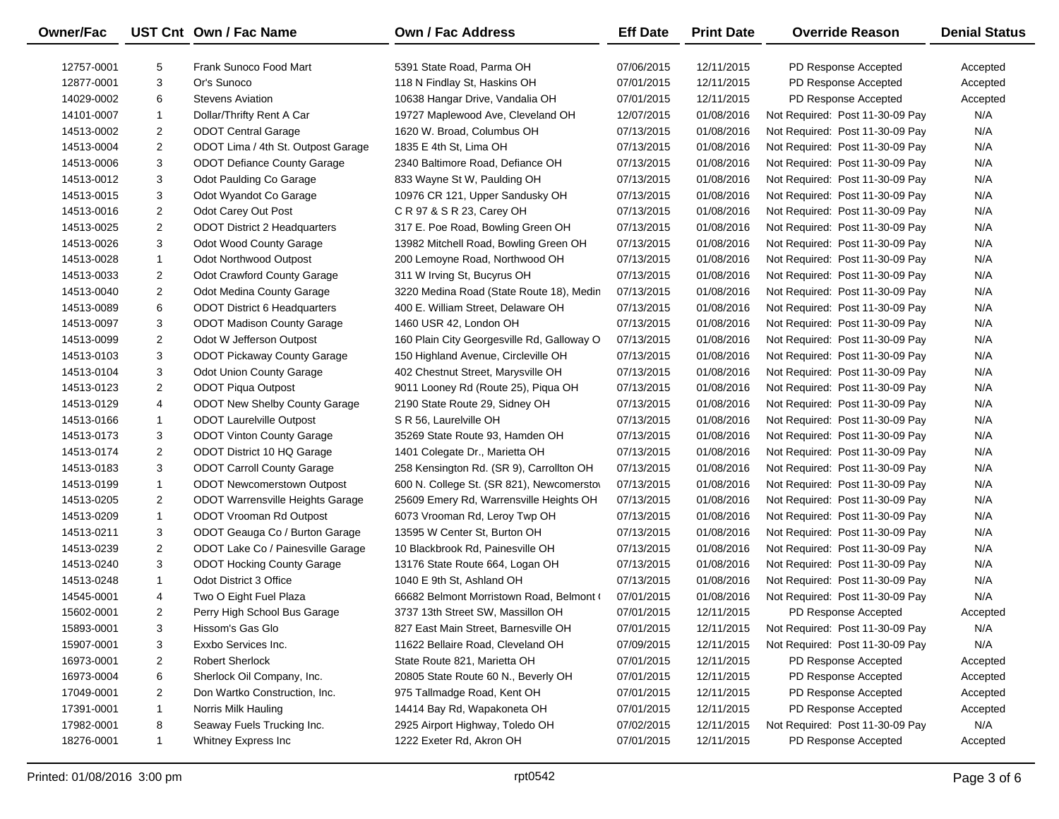| Owner/Fac | UST Cnt | Own / Fac Name | Own / Fac Address | Eff Date | Print Date | Override Reason | Denial Status |
|---|---|---|---|---|---|---|---|
| 12757-0001 | 5 | Frank Sunoco Food Mart | 5391 State Road, Parma OH | 07/06/2015 | 12/11/2015 | PD Response Accepted | Accepted |
| 12877-0001 | 3 | Or's Sunoco | 118 N Findlay St, Haskins OH | 07/01/2015 | 12/11/2015 | PD Response Accepted | Accepted |
| 14029-0002 | 6 | Stevens Aviation | 10638 Hangar Drive, Vandalia OH | 07/01/2015 | 12/11/2015 | PD Response Accepted | Accepted |
| 14101-0007 | 1 | Dollar/Thrifty Rent A Car | 19727 Maplewood Ave, Cleveland OH | 12/07/2015 | 01/08/2016 | Not Required: Post 11-30-09 Pay | N/A |
| 14513-0002 | 2 | ODOT Central Garage | 1620 W. Broad, Columbus OH | 07/13/2015 | 01/08/2016 | Not Required: Post 11-30-09 Pay | N/A |
| 14513-0004 | 2 | ODOT Lima / 4th St. Outpost Garage | 1835 E 4th St, Lima OH | 07/13/2015 | 01/08/2016 | Not Required: Post 11-30-09 Pay | N/A |
| 14513-0006 | 3 | ODOT Defiance County Garage | 2340 Baltimore Road, Defiance OH | 07/13/2015 | 01/08/2016 | Not Required: Post 11-30-09 Pay | N/A |
| 14513-0012 | 3 | Odot Paulding Co Garage | 833 Wayne St W, Paulding OH | 07/13/2015 | 01/08/2016 | Not Required: Post 11-30-09 Pay | N/A |
| 14513-0015 | 3 | Odot Wyandot Co Garage | 10976 CR 121, Upper Sandusky OH | 07/13/2015 | 01/08/2016 | Not Required: Post 11-30-09 Pay | N/A |
| 14513-0016 | 2 | Odot Carey Out Post | C R 97 & S R 23, Carey OH | 07/13/2015 | 01/08/2016 | Not Required: Post 11-30-09 Pay | N/A |
| 14513-0025 | 2 | ODOT District 2 Headquarters | 317 E. Poe Road, Bowling Green OH | 07/13/2015 | 01/08/2016 | Not Required: Post 11-30-09 Pay | N/A |
| 14513-0026 | 3 | Odot Wood County Garage | 13982 Mitchell Road, Bowling Green OH | 07/13/2015 | 01/08/2016 | Not Required: Post 11-30-09 Pay | N/A |
| 14513-0028 | 1 | Odot Northwood Outpost | 200 Lemoyne Road, Northwood OH | 07/13/2015 | 01/08/2016 | Not Required: Post 11-30-09 Pay | N/A |
| 14513-0033 | 2 | Odot Crawford County Garage | 311 W Irving St, Bucyrus OH | 07/13/2015 | 01/08/2016 | Not Required: Post 11-30-09 Pay | N/A |
| 14513-0040 | 2 | Odot Medina County Garage | 3220 Medina Road (State Route 18), Medin | 07/13/2015 | 01/08/2016 | Not Required: Post 11-30-09 Pay | N/A |
| 14513-0089 | 6 | ODOT District 6 Headquarters | 400 E. William Street, Delaware OH | 07/13/2015 | 01/08/2016 | Not Required: Post 11-30-09 Pay | N/A |
| 14513-0097 | 3 | ODOT Madison County Garage | 1460 USR 42, London OH | 07/13/2015 | 01/08/2016 | Not Required: Post 11-30-09 Pay | N/A |
| 14513-0099 | 2 | Odot W Jefferson Outpost | 160 Plain City Georgesville Rd, Galloway O | 07/13/2015 | 01/08/2016 | Not Required: Post 11-30-09 Pay | N/A |
| 14513-0103 | 3 | ODOT Pickaway County Garage | 150 Highland Avenue, Circleville OH | 07/13/2015 | 01/08/2016 | Not Required: Post 11-30-09 Pay | N/A |
| 14513-0104 | 3 | Odot Union County Garage | 402 Chestnut Street, Marysville OH | 07/13/2015 | 01/08/2016 | Not Required: Post 11-30-09 Pay | N/A |
| 14513-0123 | 2 | ODOT Piqua Outpost | 9011 Looney Rd (Route 25), Piqua OH | 07/13/2015 | 01/08/2016 | Not Required: Post 11-30-09 Pay | N/A |
| 14513-0129 | 4 | ODOT New Shelby County Garage | 2190 State Route 29, Sidney OH | 07/13/2015 | 01/08/2016 | Not Required: Post 11-30-09 Pay | N/A |
| 14513-0166 | 1 | ODOT Laurelville Outpost | S R 56, Laurelville OH | 07/13/2015 | 01/08/2016 | Not Required: Post 11-30-09 Pay | N/A |
| 14513-0173 | 3 | ODOT Vinton County Garage | 35269 State Route 93, Hamden OH | 07/13/2015 | 01/08/2016 | Not Required: Post 11-30-09 Pay | N/A |
| 14513-0174 | 2 | ODOT District 10 HQ Garage | 1401 Colegate Dr., Marietta OH | 07/13/2015 | 01/08/2016 | Not Required: Post 11-30-09 Pay | N/A |
| 14513-0183 | 3 | ODOT Carroll County Garage | 258 Kensington Rd. (SR 9), Carrollton OH | 07/13/2015 | 01/08/2016 | Not Required: Post 11-30-09 Pay | N/A |
| 14513-0199 | 1 | ODOT Newcomerstown Outpost | 600 N. College St. (SR 821), Newcomerstov | 07/13/2015 | 01/08/2016 | Not Required: Post 11-30-09 Pay | N/A |
| 14513-0205 | 2 | ODOT Warrensville Heights Garage | 25609 Emery Rd, Warrensville Heights OH | 07/13/2015 | 01/08/2016 | Not Required: Post 11-30-09 Pay | N/A |
| 14513-0209 | 1 | ODOT Vrooman Rd Outpost | 6073 Vrooman Rd, Leroy Twp OH | 07/13/2015 | 01/08/2016 | Not Required: Post 11-30-09 Pay | N/A |
| 14513-0211 | 3 | ODOT Geauga Co / Burton Garage | 13595 W Center St, Burton OH | 07/13/2015 | 01/08/2016 | Not Required: Post 11-30-09 Pay | N/A |
| 14513-0239 | 2 | ODOT Lake Co / Painesville Garage | 10 Blackbrook Rd, Painesville OH | 07/13/2015 | 01/08/2016 | Not Required: Post 11-30-09 Pay | N/A |
| 14513-0240 | 3 | ODOT Hocking County Garage | 13176 State Route 664, Logan OH | 07/13/2015 | 01/08/2016 | Not Required: Post 11-30-09 Pay | N/A |
| 14513-0248 | 1 | Odot District 3 Office | 1040 E 9th St, Ashland OH | 07/13/2015 | 01/08/2016 | Not Required: Post 11-30-09 Pay | N/A |
| 14545-0001 | 4 | Two O Eight Fuel Plaza | 66682 Belmont Morristown Road, Belmont ( | 07/01/2015 | 01/08/2016 | Not Required: Post 11-30-09 Pay | N/A |
| 15602-0001 | 2 | Perry High School Bus Garage | 3737 13th Street SW, Massillon OH | 07/01/2015 | 12/11/2015 | PD Response Accepted | Accepted |
| 15893-0001 | 3 | Hissom's Gas Glo | 827 East Main Street, Barnesville OH | 07/01/2015 | 12/11/2015 | Not Required: Post 11-30-09 Pay | N/A |
| 15907-0001 | 3 | Exxbo Services Inc. | 11622 Bellaire Road, Cleveland OH | 07/09/2015 | 12/11/2015 | Not Required: Post 11-30-09 Pay | N/A |
| 16973-0001 | 2 | Robert Sherlock | State Route 821, Marietta OH | 07/01/2015 | 12/11/2015 | PD Response Accepted | Accepted |
| 16973-0004 | 6 | Sherlock Oil Company, Inc. | 20805 State Route 60 N., Beverly OH | 07/01/2015 | 12/11/2015 | PD Response Accepted | Accepted |
| 17049-0001 | 2 | Don Wartko Construction, Inc. | 975 Tallmadge Road, Kent OH | 07/01/2015 | 12/11/2015 | PD Response Accepted | Accepted |
| 17391-0001 | 1 | Norris Milk Hauling | 14414 Bay Rd, Wapakoneta OH | 07/01/2015 | 12/11/2015 | PD Response Accepted | Accepted |
| 17982-0001 | 8 | Seaway Fuels Trucking Inc. | 2925 Airport Highway, Toledo OH | 07/02/2015 | 12/11/2015 | Not Required: Post 11-30-09 Pay | N/A |
| 18276-0001 | 1 | Whitney Express Inc | 1222 Exeter Rd, Akron OH | 07/01/2015 | 12/11/2015 | PD Response Accepted | Accepted |

Printed: 01/08/2016 3:00 pm rpt0542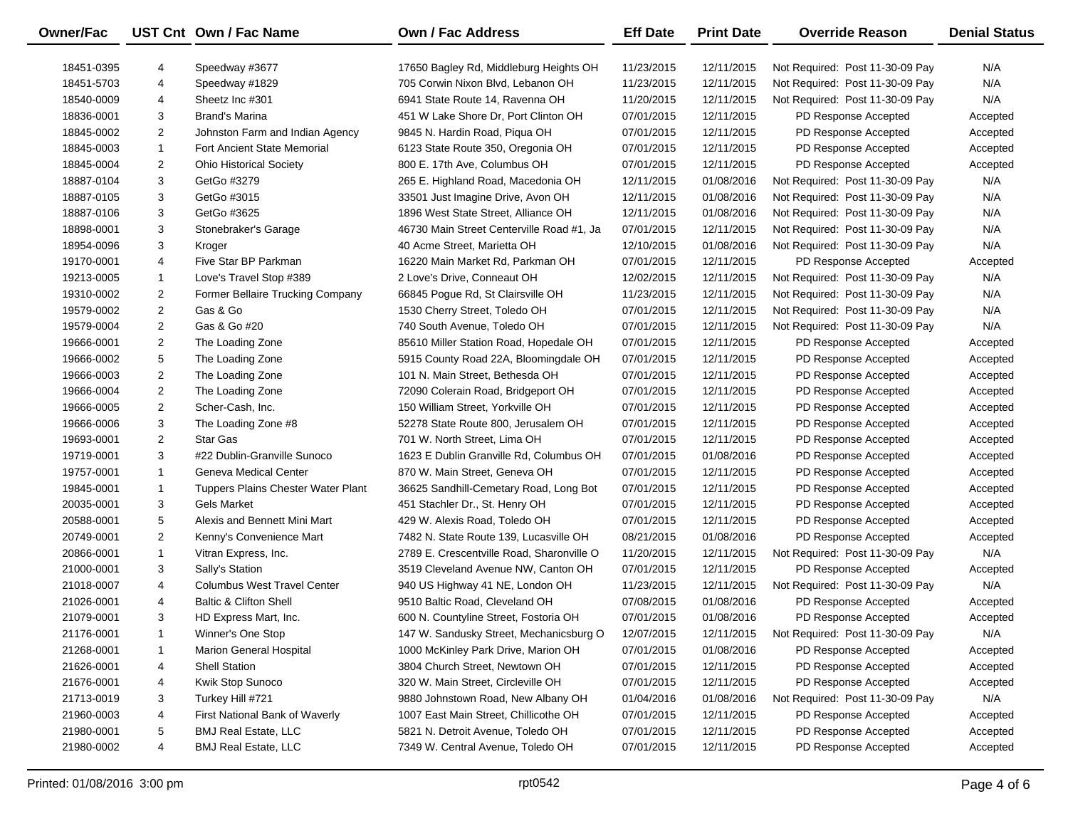| Owner/Fac | UST Cnt | Own / Fac Name | Own / Fac Address | Eff Date | Print Date | Override Reason | Denial Status |
|---|---|---|---|---|---|---|---|
| 18451-0395 | 4 | Speedway #3677 | 17650 Bagley Rd, Middleburg Heights OH | 11/23/2015 | 12/11/2015 | Not Required: Post 11-30-09 Pay | N/A |
| 18451-5703 | 4 | Speedway #1829 | 705 Corwin Nixon Blvd, Lebanon OH | 11/23/2015 | 12/11/2015 | Not Required: Post 11-30-09 Pay | N/A |
| 18540-0009 | 4 | Sheetz Inc #301 | 6941 State Route 14, Ravenna OH | 11/20/2015 | 12/11/2015 | Not Required: Post 11-30-09 Pay | N/A |
| 18836-0001 | 3 | Brand's Marina | 451 W Lake Shore Dr, Port Clinton OH | 07/01/2015 | 12/11/2015 | PD Response Accepted | Accepted |
| 18845-0002 | 2 | Johnston Farm and Indian Agency | 9845 N. Hardin Road, Piqua OH | 07/01/2015 | 12/11/2015 | PD Response Accepted | Accepted |
| 18845-0003 | 1 | Fort Ancient State Memorial | 6123 State Route 350, Oregonia OH | 07/01/2015 | 12/11/2015 | PD Response Accepted | Accepted |
| 18845-0004 | 2 | Ohio Historical Society | 800 E. 17th Ave, Columbus OH | 07/01/2015 | 12/11/2015 | PD Response Accepted | Accepted |
| 18887-0104 | 3 | GetGo #3279 | 265 E. Highland Road, Macedonia OH | 12/11/2015 | 01/08/2016 | Not Required: Post 11-30-09 Pay | N/A |
| 18887-0105 | 3 | GetGo #3015 | 33501 Just Imagine Drive, Avon OH | 12/11/2015 | 01/08/2016 | Not Required: Post 11-30-09 Pay | N/A |
| 18887-0106 | 3 | GetGo #3625 | 1896 West State Street, Alliance OH | 12/11/2015 | 01/08/2016 | Not Required: Post 11-30-09 Pay | N/A |
| 18898-0001 | 3 | Stonebraker's Garage | 46730 Main Street Centerville Road #1, Ja | 07/01/2015 | 12/11/2015 | Not Required: Post 11-30-09 Pay | N/A |
| 18954-0096 | 3 | Kroger | 40 Acme Street, Marietta OH | 12/10/2015 | 01/08/2016 | Not Required: Post 11-30-09 Pay | N/A |
| 19170-0001 | 4 | Five Star BP Parkman | 16220 Main Market Rd, Parkman OH | 07/01/2015 | 12/11/2015 | PD Response Accepted | Accepted |
| 19213-0005 | 1 | Love's Travel Stop #389 | 2 Love's Drive, Conneaut OH | 12/02/2015 | 12/11/2015 | Not Required: Post 11-30-09 Pay | N/A |
| 19310-0002 | 2 | Former Bellaire Trucking Company | 66845 Pogue Rd, St Clairsville OH | 11/23/2015 | 12/11/2015 | Not Required: Post 11-30-09 Pay | N/A |
| 19579-0002 | 2 | Gas & Go | 1530 Cherry Street, Toledo OH | 07/01/2015 | 12/11/2015 | Not Required: Post 11-30-09 Pay | N/A |
| 19579-0004 | 2 | Gas & Go #20 | 740 South Avenue, Toledo OH | 07/01/2015 | 12/11/2015 | Not Required: Post 11-30-09 Pay | N/A |
| 19666-0001 | 2 | The Loading Zone | 85610 Miller Station Road, Hopedale OH | 07/01/2015 | 12/11/2015 | PD Response Accepted | Accepted |
| 19666-0002 | 5 | The Loading Zone | 5915 County Road 22A, Bloomingdale OH | 07/01/2015 | 12/11/2015 | PD Response Accepted | Accepted |
| 19666-0003 | 2 | The Loading Zone | 101 N. Main Street, Bethesda OH | 07/01/2015 | 12/11/2015 | PD Response Accepted | Accepted |
| 19666-0004 | 2 | The Loading Zone | 72090 Colerain Road, Bridgeport OH | 07/01/2015 | 12/11/2015 | PD Response Accepted | Accepted |
| 19666-0005 | 2 | Scher-Cash, Inc. | 150 William Street, Yorkville OH | 07/01/2015 | 12/11/2015 | PD Response Accepted | Accepted |
| 19666-0006 | 3 | The Loading Zone #8 | 52278 State Route 800, Jerusalem OH | 07/01/2015 | 12/11/2015 | PD Response Accepted | Accepted |
| 19693-0001 | 2 | Star Gas | 701 W. North Street, Lima OH | 07/01/2015 | 12/11/2015 | PD Response Accepted | Accepted |
| 19719-0001 | 3 | #22 Dublin-Granville Sunoco | 1623 E Dublin Granville Rd, Columbus OH | 07/01/2015 | 01/08/2016 | PD Response Accepted | Accepted |
| 19757-0001 | 1 | Geneva Medical Center | 870 W. Main Street, Geneva OH | 07/01/2015 | 12/11/2015 | PD Response Accepted | Accepted |
| 19845-0001 | 1 | Tuppers Plains Chester Water Plant | 36625 Sandhill-Cemetary Road, Long Bot | 07/01/2015 | 12/11/2015 | PD Response Accepted | Accepted |
| 20035-0001 | 3 | Gels Market | 451 Stachler Dr., St. Henry OH | 07/01/2015 | 12/11/2015 | PD Response Accepted | Accepted |
| 20588-0001 | 5 | Alexis and Bennett Mini Mart | 429 W. Alexis Road, Toledo OH | 07/01/2015 | 12/11/2015 | PD Response Accepted | Accepted |
| 20749-0001 | 2 | Kenny's Convenience Mart | 7482 N. State Route 139, Lucasville OH | 08/21/2015 | 01/08/2016 | PD Response Accepted | Accepted |
| 20866-0001 | 1 | Vitran Express, Inc. | 2789 E. Crescentville Road, Sharonville O | 11/20/2015 | 12/11/2015 | Not Required: Post 11-30-09 Pay | N/A |
| 21000-0001 | 3 | Sally's Station | 3519 Cleveland Avenue NW, Canton OH | 07/01/2015 | 12/11/2015 | PD Response Accepted | Accepted |
| 21018-0007 | 4 | Columbus West Travel Center | 940 US Highway 41 NE, London OH | 11/23/2015 | 12/11/2015 | Not Required: Post 11-30-09 Pay | N/A |
| 21026-0001 | 4 | Baltic & Clifton Shell | 9510 Baltic Road, Cleveland OH | 07/08/2015 | 01/08/2016 | PD Response Accepted | Accepted |
| 21079-0001 | 3 | HD Express Mart, Inc. | 600 N. Countyline Street, Fostoria OH | 07/01/2015 | 01/08/2016 | PD Response Accepted | Accepted |
| 21176-0001 | 1 | Winner's One Stop | 147 W. Sandusky Street, Mechanicsburg O | 12/07/2015 | 12/11/2015 | Not Required: Post 11-30-09 Pay | N/A |
| 21268-0001 | 1 | Marion General Hospital | 1000 McKinley Park Drive, Marion OH | 07/01/2015 | 01/08/2016 | PD Response Accepted | Accepted |
| 21626-0001 | 4 | Shell Station | 3804 Church Street, Newtown OH | 07/01/2015 | 12/11/2015 | PD Response Accepted | Accepted |
| 21676-0001 | 4 | Kwik Stop Sunoco | 320 W. Main Street, Circleville OH | 07/01/2015 | 12/11/2015 | PD Response Accepted | Accepted |
| 21713-0019 | 3 | Turkey Hill #721 | 9880 Johnstown Road, New Albany OH | 01/04/2016 | 01/08/2016 | Not Required: Post 11-30-09 Pay | N/A |
| 21960-0003 | 4 | First National Bank of Waverly | 1007 East Main Street, Chillicothe OH | 07/01/2015 | 12/11/2015 | PD Response Accepted | Accepted |
| 21980-0001 | 5 | BMJ Real Estate, LLC | 5821 N. Detroit Avenue, Toledo OH | 07/01/2015 | 12/11/2015 | PD Response Accepted | Accepted |
| 21980-0002 | 4 | BMJ Real Estate, LLC | 7349 W. Central Avenue, Toledo OH | 07/01/2015 | 12/11/2015 | PD Response Accepted | Accepted |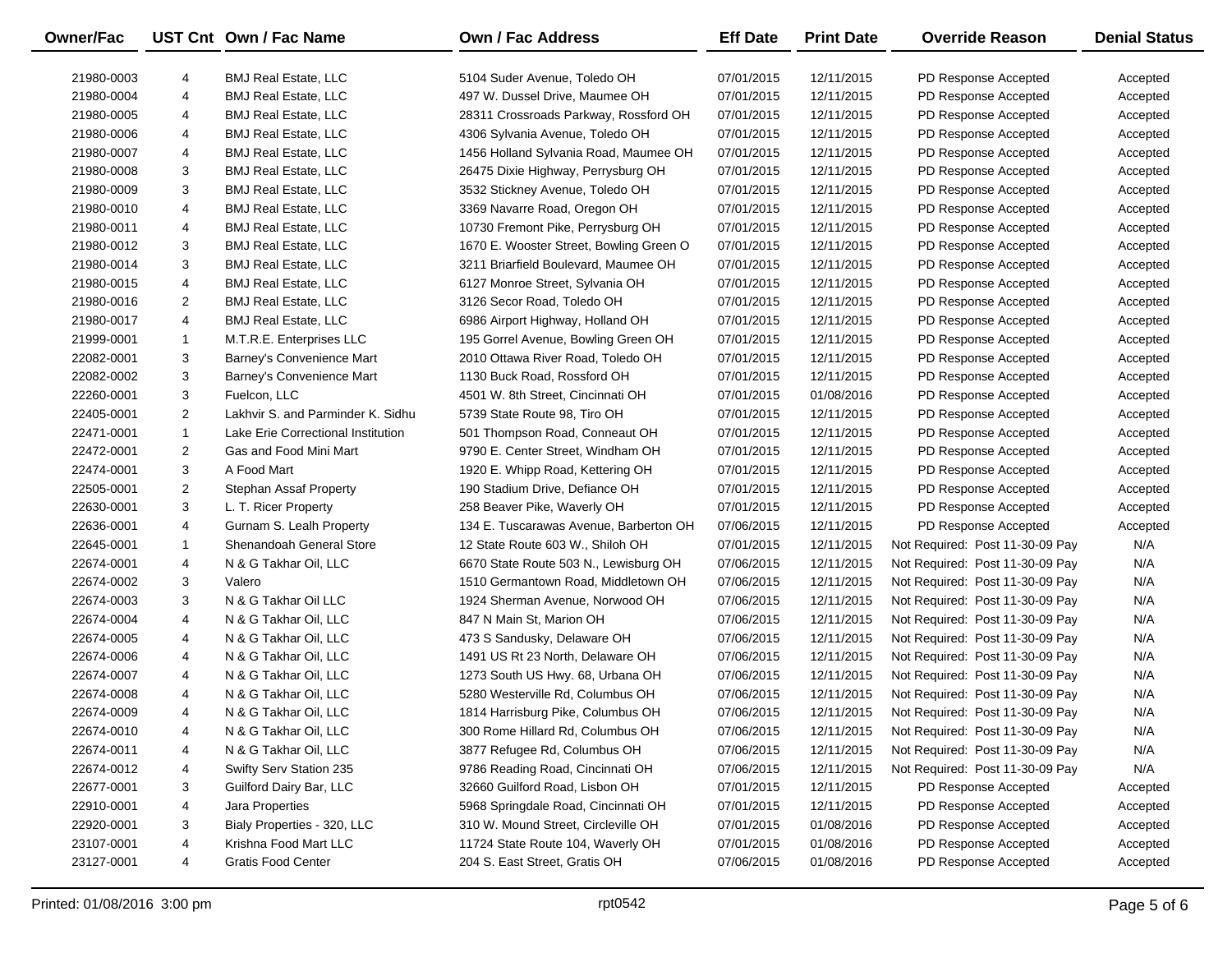| Owner/Fac | UST Cnt | Own / Fac Name | Own / Fac Address | Eff Date | Print Date | Override Reason | Denial Status |
|---|---|---|---|---|---|---|---|
| 21980-0003 | 4 | BMJ Real Estate, LLC | 5104 Suder Avenue, Toledo OH | 07/01/2015 | 12/11/2015 | PD Response Accepted | Accepted |
| 21980-0004 | 4 | BMJ Real Estate, LLC | 497 W. Dussel Drive, Maumee OH | 07/01/2015 | 12/11/2015 | PD Response Accepted | Accepted |
| 21980-0005 | 4 | BMJ Real Estate, LLC | 28311 Crossroads Parkway, Rossford OH | 07/01/2015 | 12/11/2015 | PD Response Accepted | Accepted |
| 21980-0006 | 4 | BMJ Real Estate, LLC | 4306 Sylvania Avenue, Toledo OH | 07/01/2015 | 12/11/2015 | PD Response Accepted | Accepted |
| 21980-0007 | 4 | BMJ Real Estate, LLC | 1456 Holland Sylvania Road, Maumee OH | 07/01/2015 | 12/11/2015 | PD Response Accepted | Accepted |
| 21980-0008 | 3 | BMJ Real Estate, LLC | 26475 Dixie Highway, Perrysburg OH | 07/01/2015 | 12/11/2015 | PD Response Accepted | Accepted |
| 21980-0009 | 3 | BMJ Real Estate, LLC | 3532 Stickney Avenue, Toledo OH | 07/01/2015 | 12/11/2015 | PD Response Accepted | Accepted |
| 21980-0010 | 4 | BMJ Real Estate, LLC | 3369 Navarre Road, Oregon OH | 07/01/2015 | 12/11/2015 | PD Response Accepted | Accepted |
| 21980-0011 | 4 | BMJ Real Estate, LLC | 10730 Fremont Pike, Perrysburg OH | 07/01/2015 | 12/11/2015 | PD Response Accepted | Accepted |
| 21980-0012 | 3 | BMJ Real Estate, LLC | 1670 E. Wooster Street, Bowling Green O | 07/01/2015 | 12/11/2015 | PD Response Accepted | Accepted |
| 21980-0014 | 3 | BMJ Real Estate, LLC | 3211 Briarfield Boulevard, Maumee OH | 07/01/2015 | 12/11/2015 | PD Response Accepted | Accepted |
| 21980-0015 | 4 | BMJ Real Estate, LLC | 6127 Monroe Street, Sylvania OH | 07/01/2015 | 12/11/2015 | PD Response Accepted | Accepted |
| 21980-0016 | 2 | BMJ Real Estate, LLC | 3126 Secor Road, Toledo OH | 07/01/2015 | 12/11/2015 | PD Response Accepted | Accepted |
| 21980-0017 | 4 | BMJ Real Estate, LLC | 6986 Airport Highway, Holland OH | 07/01/2015 | 12/11/2015 | PD Response Accepted | Accepted |
| 21999-0001 | 1 | M.T.R.E. Enterprises LLC | 195 Gorrel Avenue, Bowling Green OH | 07/01/2015 | 12/11/2015 | PD Response Accepted | Accepted |
| 22082-0001 | 3 | Barney's Convenience Mart | 2010 Ottawa River Road, Toledo OH | 07/01/2015 | 12/11/2015 | PD Response Accepted | Accepted |
| 22082-0002 | 3 | Barney's Convenience Mart | 1130 Buck Road, Rossford OH | 07/01/2015 | 12/11/2015 | PD Response Accepted | Accepted |
| 22260-0001 | 3 | Fuelcon, LLC | 4501 W. 8th Street, Cincinnati OH | 07/01/2015 | 01/08/2016 | PD Response Accepted | Accepted |
| 22405-0001 | 2 | Lakhvir S. and Parminder K. Sidhu | 5739 State Route 98, Tiro OH | 07/01/2015 | 12/11/2015 | PD Response Accepted | Accepted |
| 22471-0001 | 1 | Lake Erie Correctional Institution | 501 Thompson Road, Conneaut OH | 07/01/2015 | 12/11/2015 | PD Response Accepted | Accepted |
| 22472-0001 | 2 | Gas and Food Mini Mart | 9790 E. Center Street, Windham OH | 07/01/2015 | 12/11/2015 | PD Response Accepted | Accepted |
| 22474-0001 | 3 | A Food Mart | 1920 E. Whipp Road, Kettering OH | 07/01/2015 | 12/11/2015 | PD Response Accepted | Accepted |
| 22505-0001 | 2 | Stephan Assaf Property | 190 Stadium Drive, Defiance OH | 07/01/2015 | 12/11/2015 | PD Response Accepted | Accepted |
| 22630-0001 | 3 | L. T. Ricer Property | 258 Beaver Pike, Waverly OH | 07/01/2015 | 12/11/2015 | PD Response Accepted | Accepted |
| 22636-0001 | 4 | Gurnam S. Lealh Property | 134 E. Tuscarawas Avenue, Barberton OH | 07/06/2015 | 12/11/2015 | PD Response Accepted | Accepted |
| 22645-0001 | 1 | Shenandoah General Store | 12 State Route 603 W., Shiloh OH | 07/01/2015 | 12/11/2015 | Not Required: Post 11-30-09 Pay | N/A |
| 22674-0001 | 4 | N & G Takhar Oil, LLC | 6670 State Route 503 N., Lewisburg OH | 07/06/2015 | 12/11/2015 | Not Required: Post 11-30-09 Pay | N/A |
| 22674-0002 | 3 | Valero | 1510 Germantown Road, Middletown OH | 07/06/2015 | 12/11/2015 | Not Required: Post 11-30-09 Pay | N/A |
| 22674-0003 | 3 | N & G Takhar Oil LLC | 1924 Sherman Avenue, Norwood OH | 07/06/2015 | 12/11/2015 | Not Required: Post 11-30-09 Pay | N/A |
| 22674-0004 | 4 | N & G Takhar Oil, LLC | 847 N Main St, Marion OH | 07/06/2015 | 12/11/2015 | Not Required: Post 11-30-09 Pay | N/A |
| 22674-0005 | 4 | N & G Takhar Oil, LLC | 473 S Sandusky, Delaware OH | 07/06/2015 | 12/11/2015 | Not Required: Post 11-30-09 Pay | N/A |
| 22674-0006 | 4 | N & G Takhar Oil, LLC | 1491 US Rt 23 North, Delaware OH | 07/06/2015 | 12/11/2015 | Not Required: Post 11-30-09 Pay | N/A |
| 22674-0007 | 4 | N & G Takhar Oil, LLC | 1273 South US Hwy. 68, Urbana OH | 07/06/2015 | 12/11/2015 | Not Required: Post 11-30-09 Pay | N/A |
| 22674-0008 | 4 | N & G Takhar Oil, LLC | 5280 Westerville Rd, Columbus OH | 07/06/2015 | 12/11/2015 | Not Required: Post 11-30-09 Pay | N/A |
| 22674-0009 | 4 | N & G Takhar Oil, LLC | 1814 Harrisburg Pike, Columbus OH | 07/06/2015 | 12/11/2015 | Not Required: Post 11-30-09 Pay | N/A |
| 22674-0010 | 4 | N & G Takhar Oil, LLC | 300 Rome Hillard Rd, Columbus OH | 07/06/2015 | 12/11/2015 | Not Required: Post 11-30-09 Pay | N/A |
| 22674-0011 | 4 | N & G Takhar Oil, LLC | 3877 Refugee Rd, Columbus OH | 07/06/2015 | 12/11/2015 | Not Required: Post 11-30-09 Pay | N/A |
| 22674-0012 | 4 | Swifty Serv Station 235 | 9786 Reading Road, Cincinnati OH | 07/06/2015 | 12/11/2015 | Not Required: Post 11-30-09 Pay | N/A |
| 22677-0001 | 3 | Guilford Dairy Bar, LLC | 32660 Guilford Road, Lisbon OH | 07/01/2015 | 12/11/2015 | PD Response Accepted | Accepted |
| 22910-0001 | 4 | Jara Properties | 5968 Springdale Road, Cincinnati OH | 07/01/2015 | 12/11/2015 | PD Response Accepted | Accepted |
| 22920-0001 | 3 | Bialy Properties - 320, LLC | 310 W. Mound Street, Circleville OH | 07/01/2015 | 01/08/2016 | PD Response Accepted | Accepted |
| 23107-0001 | 4 | Krishna Food Mart LLC | 11724 State Route 104, Waverly OH | 07/01/2015 | 01/08/2016 | PD Response Accepted | Accepted |
| 23127-0001 | 4 | Gratis Food Center | 204 S. East Street, Gratis OH | 07/06/2015 | 01/08/2016 | PD Response Accepted | Accepted |

Printed: 01/08/2016 3:00 pm rpt0542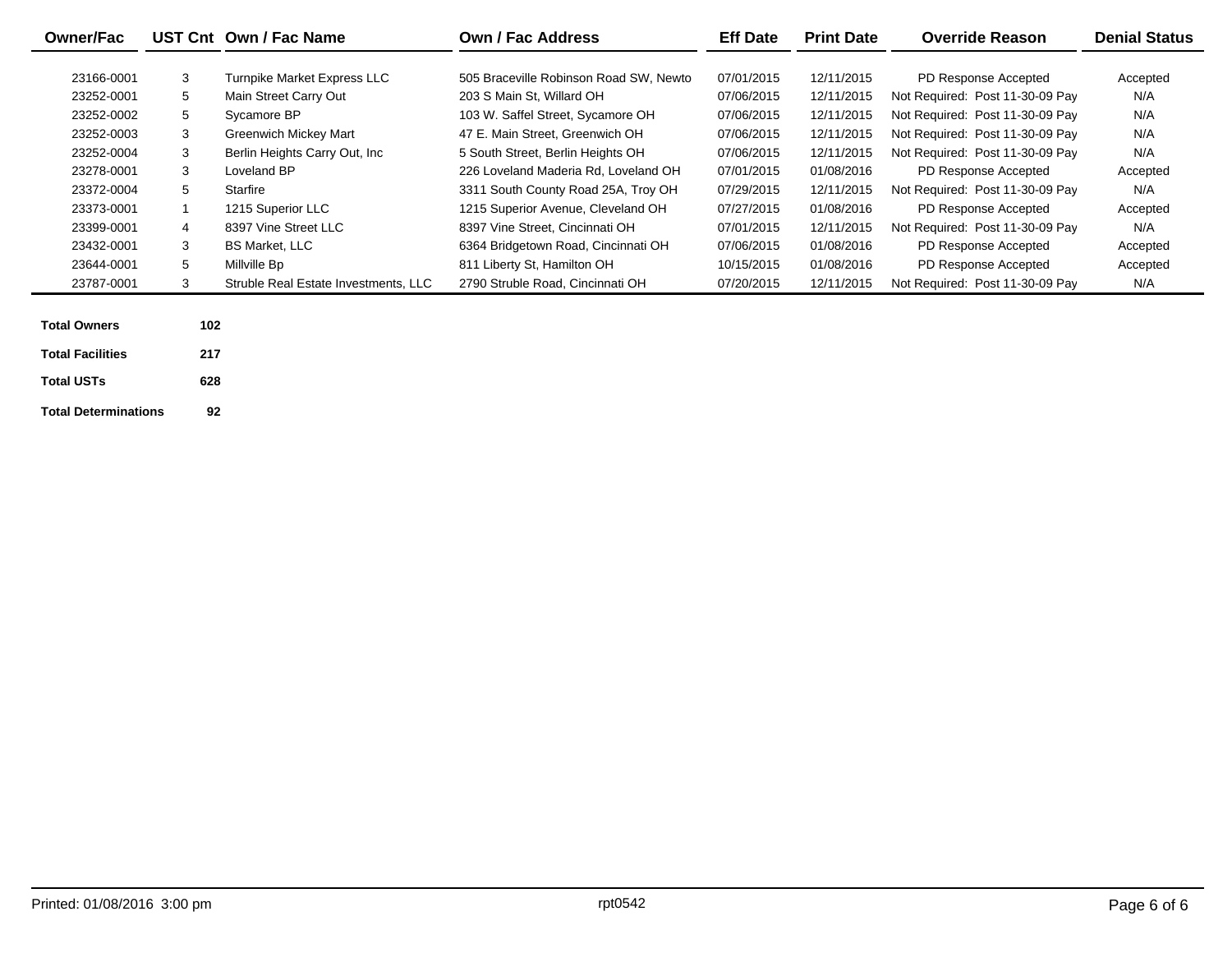| Owner/Fac | UST Cnt | Own / Fac Name | Own / Fac Address | Eff Date | Print Date | Override Reason | Denial Status |
|---|---|---|---|---|---|---|---|
| 23166-0001 | 3 | Turnpike Market Express LLC | 505 Braceville Robinson Road SW, Newto | 07/01/2015 | 12/11/2015 | PD Response Accepted | Accepted |
| 23252-0001 | 5 | Main Street Carry Out | 203 S Main St, Willard OH | 07/06/2015 | 12/11/2015 | Not Required: Post 11-30-09 Pay | N/A |
| 23252-0002 | 5 | Sycamore BP | 103 W. Saffel Street, Sycamore OH | 07/06/2015 | 12/11/2015 | Not Required: Post 11-30-09 Pay | N/A |
| 23252-0003 | 3 | Greenwich Mickey Mart | 47 E. Main Street, Greenwich OH | 07/06/2015 | 12/11/2015 | Not Required: Post 11-30-09 Pay | N/A |
| 23252-0004 | 3 | Berlin Heights Carry Out, Inc | 5 South Street, Berlin Heights OH | 07/06/2015 | 12/11/2015 | Not Required: Post 11-30-09 Pay | N/A |
| 23278-0001 | 3 | Loveland BP | 226 Loveland Maderia Rd, Loveland OH | 07/01/2015 | 01/08/2016 | PD Response Accepted | Accepted |
| 23372-0004 | 5 | Starfire | 3311 South County Road 25A, Troy OH | 07/29/2015 | 12/11/2015 | Not Required: Post 11-30-09 Pay | N/A |
| 23373-0001 | 1 | 1215 Superior LLC | 1215 Superior Avenue, Cleveland OH | 07/27/2015 | 01/08/2016 | PD Response Accepted | Accepted |
| 23399-0001 | 4 | 8397 Vine Street LLC | 8397 Vine Street, Cincinnati OH | 07/01/2015 | 12/11/2015 | Not Required: Post 11-30-09 Pay | N/A |
| 23432-0001 | 3 | BS Market, LLC | 6364 Bridgetown Road, Cincinnati OH | 07/06/2015 | 01/08/2016 | PD Response Accepted | Accepted |
| 23644-0001 | 5 | Millville Bp | 811 Liberty St, Hamilton OH | 10/15/2015 | 01/08/2016 | PD Response Accepted | Accepted |
| 23787-0001 | 3 | Struble Real Estate Investments, LLC | 2790 Struble Road, Cincinnati OH | 07/20/2015 | 12/11/2015 | Not Required: Post 11-30-09 Pay | N/A |

| | |
|---|---|
| **Total Owners** | **102** |
| **Total Facilities** | **217** |
| **Total USTs** | **628** |
| **Total Determinations** | **92** |

Printed: 01/08/2016 3:00 pm

rpt0542